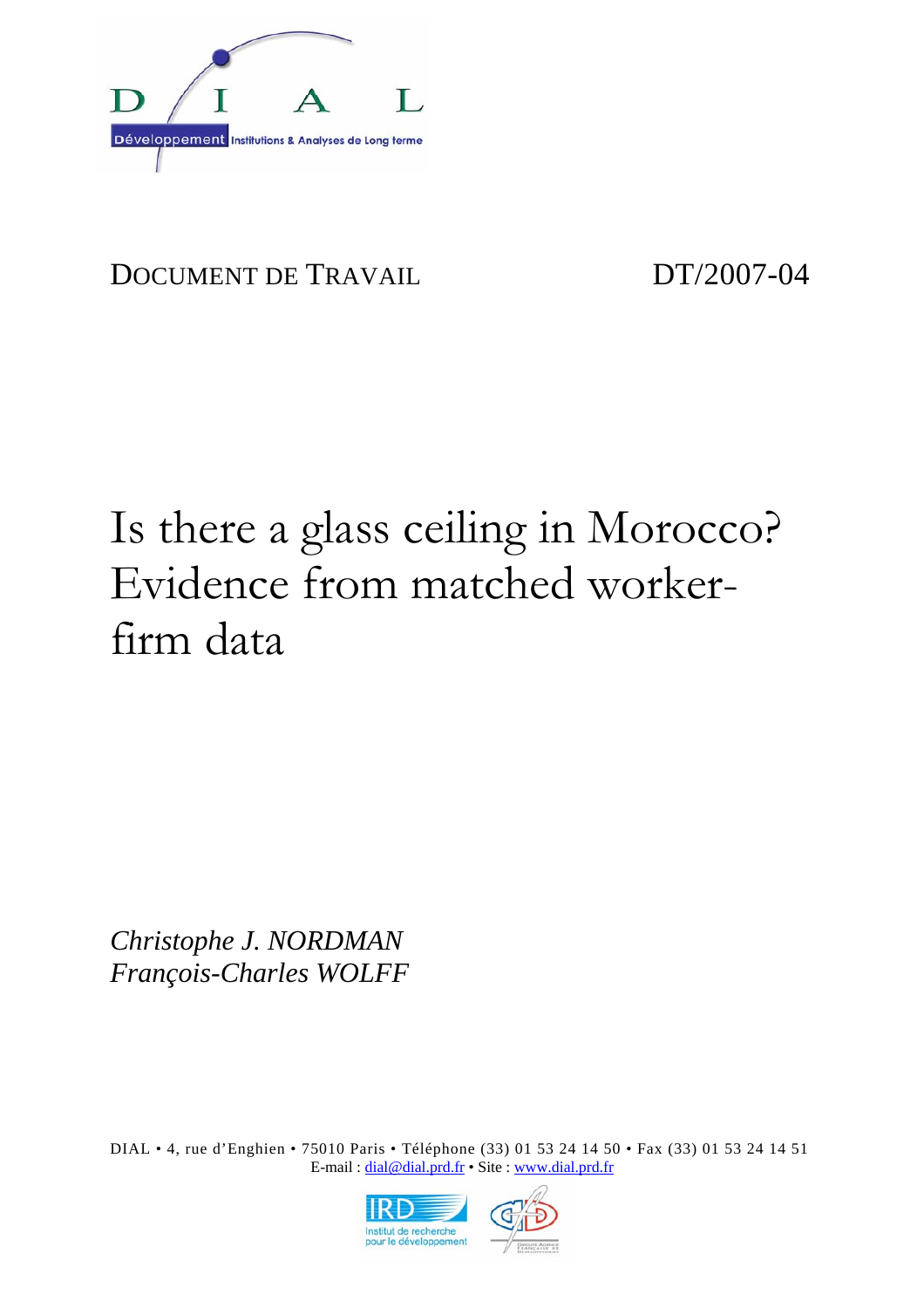DIAL

Développement Institutions & Analyses de Long terme

DOCUMENT DE TRAVAIL DT/2007-04

# Is there a glass ceiling in Morocco? Evidence from matched worker-firm data

*Christophe J. NORDMAN*
*François-Charles WOLFF*

DIAL • 4, rue d'Enghien • 75010 Paris • Téléphone (33) 01 53 24 14 50 • Fax (33) 01 53 24 14 51
E-mail : dial@dial.prd.fr • Site : www.dial.prd.fr

IRD Institut de recherche pour le développement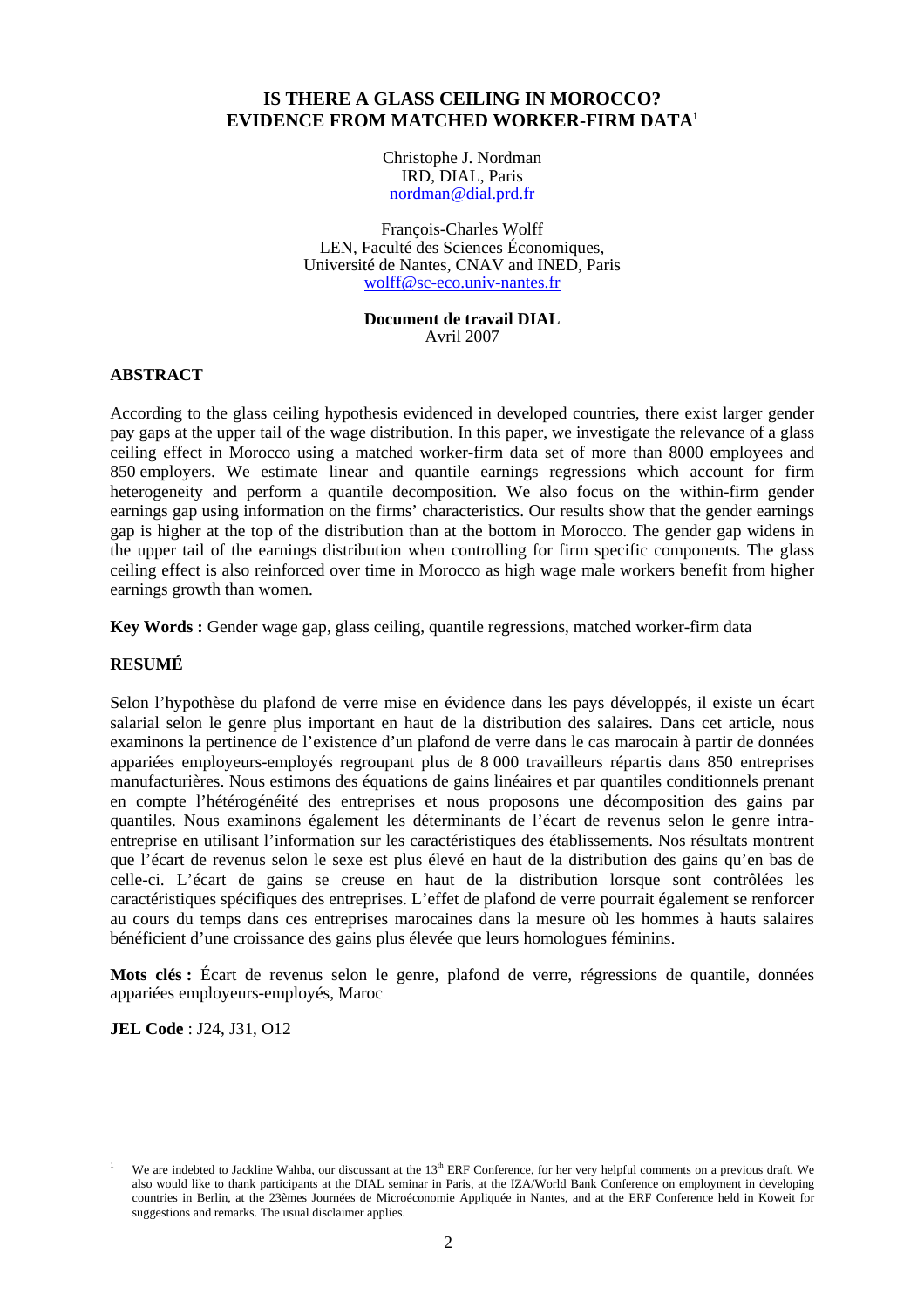# IS THERE A GLASS CEILING IN MOROCCO? EVIDENCE FROM MATCHED WORKER-FIRM DATA[1]

Christophe J. Nordman
IRD, DIAL, Paris
nordman@dial.prd.fr

François-Charles Wolff
LEN, Faculté des Sciences Économiques,
Université de Nantes, CNAV and INED, Paris
wolff@sc-eco.univ-nantes.fr

**Document de travail DIAL**
Avril 2007

## ABSTRACT

According to the glass ceiling hypothesis evidenced in developed countries, there exist larger gender pay gaps at the upper tail of the wage distribution. In this paper, we investigate the relevance of a glass ceiling effect in Morocco using a matched worker-firm data set of more than 8000 employees and 850 employers. We estimate linear and quantile earnings regressions which account for firm heterogeneity and perform a quantile decomposition. We also focus on the within-firm gender earnings gap using information on the firms' characteristics. Our results show that the gender earnings gap is higher at the top of the distribution than at the bottom in Morocco. The gender gap widens in the upper tail of the earnings distribution when controlling for firm specific components. The glass ceiling effect is also reinforced over time in Morocco as high wage male workers benefit from higher earnings growth than women.

**Key Words :** Gender wage gap, glass ceiling, quantile regressions, matched worker-firm data

## RESUMÉ

Selon l'hypothèse du plafond de verre mise en évidence dans les pays développés, il existe un écart salarial selon le genre plus important en haut de la distribution des salaires. Dans cet article, nous examinons la pertinence de l'existence d'un plafond de verre dans le cas marocain à partir de données appariées employeurs-employés regroupant plus de 8 000 travailleurs répartis dans 850 entreprises manufacturières. Nous estimons des équations de gains linéaires et par quantiles conditionnels prenant en compte l'hétérogénéité des entreprises et nous proposons une décomposition des gains par quantiles. Nous examinons également les déterminants de l'écart de revenus selon le genre intra-entreprise en utilisant l'information sur les caractéristiques des établissements. Nos résultats montrent que l'écart de revenus selon le sexe est plus élevé en haut de la distribution des gains qu'en bas de celle-ci. L'écart de gains se creuse en haut de la distribution lorsque sont contrôlées les caractéristiques spécifiques des entreprises. L'effet de plafond de verre pourrait également se renforcer au cours du temps dans ces entreprises marocaines dans la mesure où les hommes à hauts salaires bénéficient d'une croissance des gains plus élevée que leurs homologues féminins.

**Mots clés :** Écart de revenus selon le genre, plafond de verre, régressions de quantile, données appariées employeurs-employés, Maroc

**JEL Code** : J24, J31, O12

---

[1] We are indebted to Jackline Wahba, our discussant at the 13th ERF Conference, for her very helpful comments on a previous draft. We also would like to thank participants at the DIAL seminar in Paris, at the IZA/World Bank Conference on employment in developing countries in Berlin, at the 23èmes Journées de Microéconomie Appliquée in Nantes, and at the ERF Conference held in Koweit for suggestions and remarks. The usual disclaimer applies.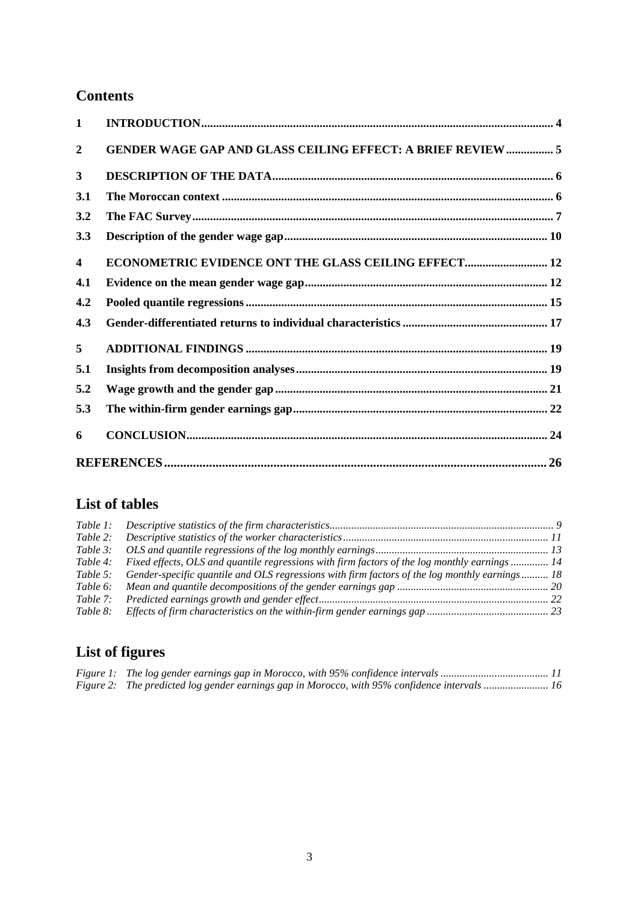## Contents

| | | |
|---|---|---|
| **1** | **INTRODUCTION** | **4** |
| **2** | **GENDER WAGE GAP AND GLASS CEILING EFFECT: A BRIEF REVIEW** | **5** |
| **3** | **DESCRIPTION OF THE DATA** | **6** |
| **3.1** | **The Moroccan context** | **6** |
| **3.2** | **The FAC Survey** | **7** |
| **3.3** | **Description of the gender wage gap** | **10** |
| **4** | **ECONOMETRIC EVIDENCE ONT THE GLASS CEILING EFFECT** | **12** |
| **4.1** | **Evidence on the mean gender wage gap** | **12** |
| **4.2** | **Pooled quantile regressions** | **15** |
| **4.3** | **Gender-differentiated returns to individual characteristics** | **17** |
| **5** | **ADDITIONAL FINDINGS** | **19** |
| **5.1** | **Insights from decomposition analyses** | **19** |
| **5.2** | **Wage growth and the gender gap** | **21** |
| **5.3** | **The within-firm gender earnings gap** | **22** |
| **6** | **CONCLUSION** | **24** |
| | **REFERENCES** | **26** |

## List of tables

| | | |
|---|---|---|
| *Table 1:* | *Descriptive statistics of the firm characteristics* | *9* |
| *Table 2:* | *Descriptive statistics of the worker characteristics* | *11* |
| *Table 3:* | *OLS and quantile regressions of the log monthly earnings* | *13* |
| *Table 4:* | *Fixed effects, OLS and quantile regressions with firm factors of the log monthly earnings* | *14* |
| *Table 5:* | *Gender-specific quantile and OLS regressions with firm factors of the log monthly earnings* | *18* |
| *Table 6:* | *Mean and quantile decompositions of the gender earnings gap* | *20* |
| *Table 7:* | *Predicted earnings growth and gender effect* | *22* |
| *Table 8:* | *Effects of firm characteristics on the within-firm gender earnings gap* | *23* |

## List of figures

| | | |
|---|---|---|
| *Figure 1:* | *The log gender earnings gap in Morocco, with 95% confidence intervals* | *11* |
| *Figure 2:* | *The predicted log gender earnings gap in Morocco, with 95% confidence intervals* | *16* |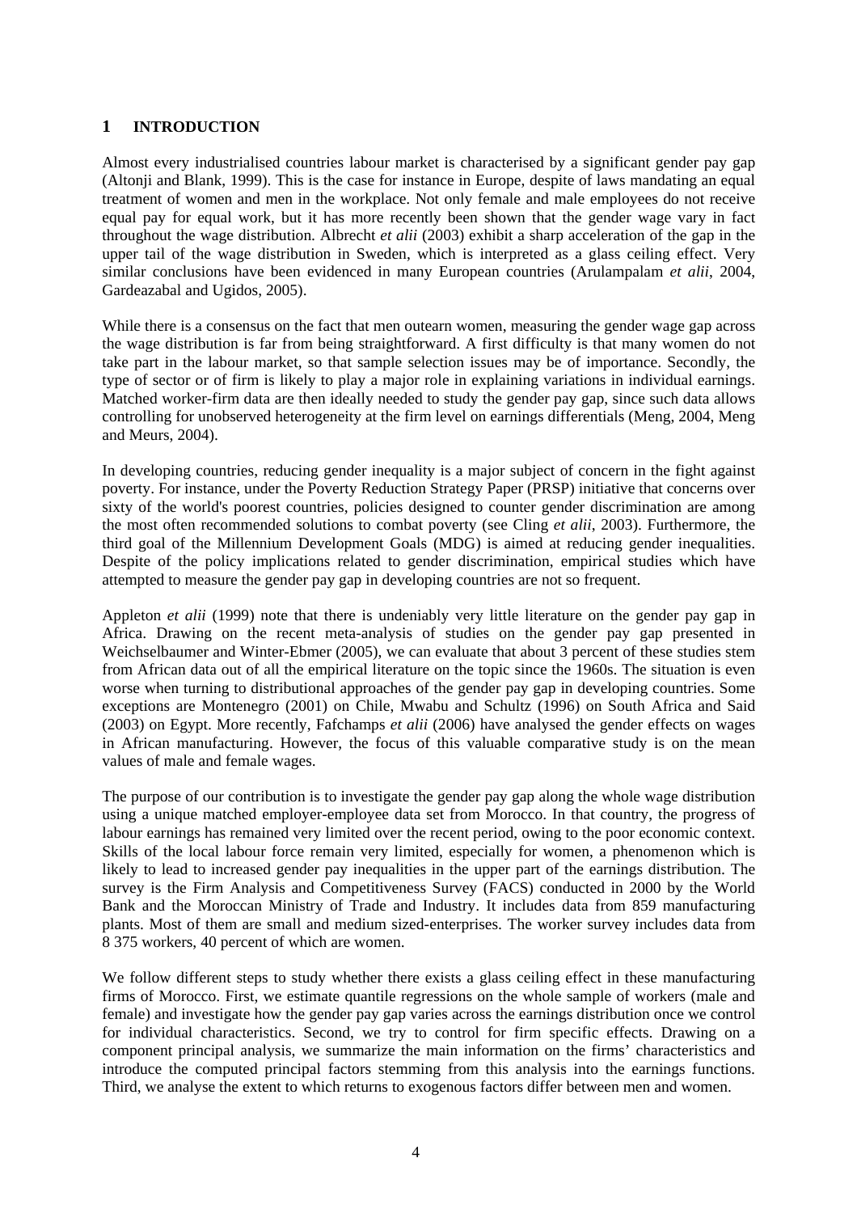# 1 INTRODUCTION

Almost every industrialised countries labour market is characterised by a significant gender pay gap (Altonji and Blank, 1999). This is the case for instance in Europe, despite of laws mandating an equal treatment of women and men in the workplace. Not only female and male employees do not receive equal pay for equal work, but it has more recently been shown that the gender wage vary in fact throughout the wage distribution. Albrecht *et alii* (2003) exhibit a sharp acceleration of the gap in the upper tail of the wage distribution in Sweden, which is interpreted as a glass ceiling effect. Very similar conclusions have been evidenced in many European countries (Arulampalam *et alii*, 2004, Gardeazabal and Ugidos, 2005).

While there is a consensus on the fact that men outearn women, measuring the gender wage gap across the wage distribution is far from being straightforward. A first difficulty is that many women do not take part in the labour market, so that sample selection issues may be of importance. Secondly, the type of sector or of firm is likely to play a major role in explaining variations in individual earnings. Matched worker-firm data are then ideally needed to study the gender pay gap, since such data allows controlling for unobserved heterogeneity at the firm level on earnings differentials (Meng, 2004, Meng and Meurs, 2004).

In developing countries, reducing gender inequality is a major subject of concern in the fight against poverty. For instance, under the Poverty Reduction Strategy Paper (PRSP) initiative that concerns over sixty of the world's poorest countries, policies designed to counter gender discrimination are among the most often recommended solutions to combat poverty (see Cling *et alii*, 2003). Furthermore, the third goal of the Millennium Development Goals (MDG) is aimed at reducing gender inequalities. Despite of the policy implications related to gender discrimination, empirical studies which have attempted to measure the gender pay gap in developing countries are not so frequent.

Appleton *et alii* (1999) note that there is undeniably very little literature on the gender pay gap in Africa. Drawing on the recent meta-analysis of studies on the gender pay gap presented in Weichselbaumer and Winter-Ebmer (2005), we can evaluate that about 3 percent of these studies stem from African data out of all the empirical literature on the topic since the 1960s. The situation is even worse when turning to distributional approaches of the gender pay gap in developing countries. Some exceptions are Montenegro (2001) on Chile, Mwabu and Schultz (1996) on South Africa and Said (2003) on Egypt. More recently, Fafchamps *et alii* (2006) have analysed the gender effects on wages in African manufacturing. However, the focus of this valuable comparative study is on the mean values of male and female wages.

The purpose of our contribution is to investigate the gender pay gap along the whole wage distribution using a unique matched employer-employee data set from Morocco. In that country, the progress of labour earnings has remained very limited over the recent period, owing to the poor economic context. Skills of the local labour force remain very limited, especially for women, a phenomenon which is likely to lead to increased gender pay inequalities in the upper part of the earnings distribution. The survey is the Firm Analysis and Competitiveness Survey (FACS) conducted in 2000 by the World Bank and the Moroccan Ministry of Trade and Industry. It includes data from 859 manufacturing plants. Most of them are small and medium sized-enterprises. The worker survey includes data from 8 375 workers, 40 percent of which are women.

We follow different steps to study whether there exists a glass ceiling effect in these manufacturing firms of Morocco. First, we estimate quantile regressions on the whole sample of workers (male and female) and investigate how the gender pay gap varies across the earnings distribution once we control for individual characteristics. Second, we try to control for firm specific effects. Drawing on a component principal analysis, we summarize the main information on the firms' characteristics and introduce the computed principal factors stemming from this analysis into the earnings functions. Third, we analyse the extent to which returns to exogenous factors differ between men and women.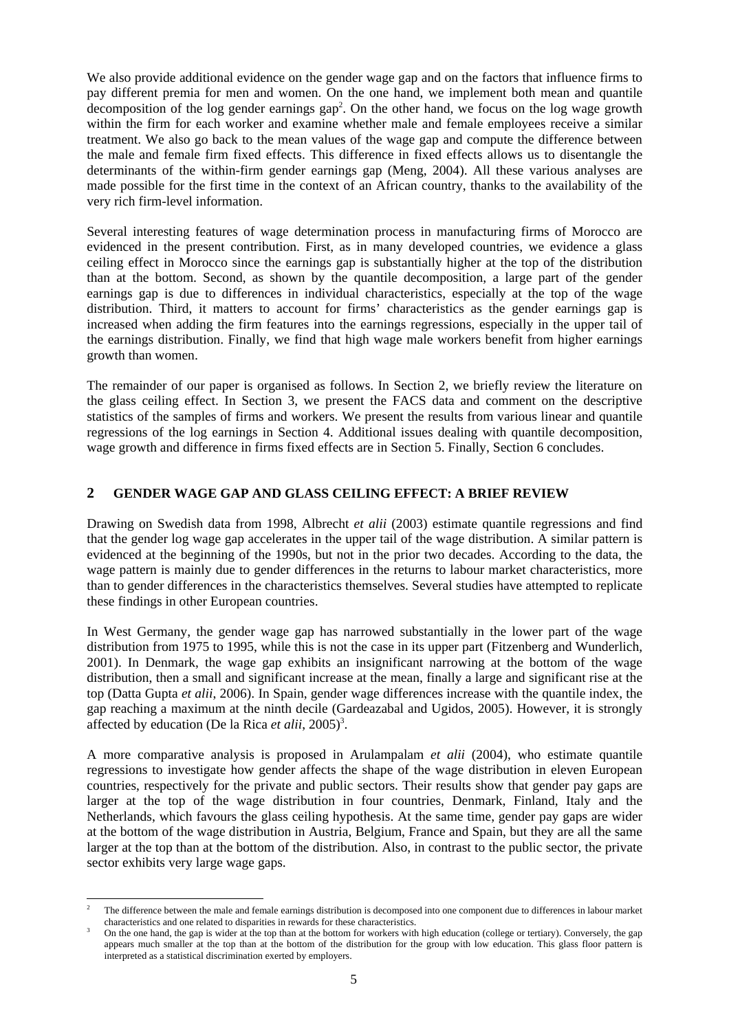We also provide additional evidence on the gender wage gap and on the factors that influence firms to pay different premia for men and women. On the one hand, we implement both mean and quantile decomposition of the log gender earnings gap[2]. On the other hand, we focus on the log wage growth within the firm for each worker and examine whether male and female employees receive a similar treatment. We also go back to the mean values of the wage gap and compute the difference between the male and female firm fixed effects. This difference in fixed effects allows us to disentangle the determinants of the within-firm gender earnings gap (Meng, 2004). All these various analyses are made possible for the first time in the context of an African country, thanks to the availability of the very rich firm-level information.

Several interesting features of wage determination process in manufacturing firms of Morocco are evidenced in the present contribution. First, as in many developed countries, we evidence a glass ceiling effect in Morocco since the earnings gap is substantially higher at the top of the distribution than at the bottom. Second, as shown by the quantile decomposition, a large part of the gender earnings gap is due to differences in individual characteristics, especially at the top of the wage distribution. Third, it matters to account for firms' characteristics as the gender earnings gap is increased when adding the firm features into the earnings regressions, especially in the upper tail of the earnings distribution. Finally, we find that high wage male workers benefit from higher earnings growth than women.

The remainder of our paper is organised as follows. In Section 2, we briefly review the literature on the glass ceiling effect. In Section 3, we present the FACS data and comment on the descriptive statistics of the samples of firms and workers. We present the results from various linear and quantile regressions of the log earnings in Section 4. Additional issues dealing with quantile decomposition, wage growth and difference in firms fixed effects are in Section 5. Finally, Section 6 concludes.

## 2 GENDER WAGE GAP AND GLASS CEILING EFFECT: A BRIEF REVIEW

Drawing on Swedish data from 1998, Albrecht *et alii* (2003) estimate quantile regressions and find that the gender log wage gap accelerates in the upper tail of the wage distribution. A similar pattern is evidenced at the beginning of the 1990s, but not in the prior two decades. According to the data, the wage pattern is mainly due to gender differences in the returns to labour market characteristics, more than to gender differences in the characteristics themselves. Several studies have attempted to replicate these findings in other European countries.

In West Germany, the gender wage gap has narrowed substantially in the lower part of the wage distribution from 1975 to 1995, while this is not the case in its upper part (Fitzenberg and Wunderlich, 2001). In Denmark, the wage gap exhibits an insignificant narrowing at the bottom of the wage distribution, then a small and significant increase at the mean, finally a large and significant rise at the top (Datta Gupta *et alii*, 2006). In Spain, gender wage differences increase with the quantile index, the gap reaching a maximum at the ninth decile (Gardeazabal and Ugidos, 2005). However, it is strongly affected by education (De la Rica *et alii*, 2005)[3].

A more comparative analysis is proposed in Arulampalam *et alii* (2004), who estimate quantile regressions to investigate how gender affects the shape of the wage distribution in eleven European countries, respectively for the private and public sectors. Their results show that gender pay gaps are larger at the top of the wage distribution in four countries, Denmark, Finland, Italy and the Netherlands, which favours the glass ceiling hypothesis. At the same time, gender pay gaps are wider at the bottom of the wage distribution in Austria, Belgium, France and Spain, but they are all the same larger at the top than at the bottom of the distribution. Also, in contrast to the public sector, the private sector exhibits very large wage gaps.

---

[2] The difference between the male and female earnings distribution is decomposed into one component due to differences in labour market characteristics and one related to disparities in rewards for these characteristics.

[3] On the one hand, the gap is wider at the top than at the bottom for workers with high education (college or tertiary). Conversely, the gap appears much smaller at the top than at the bottom of the distribution for the group with low education. This glass floor pattern is interpreted as a statistical discrimination exerted by employers.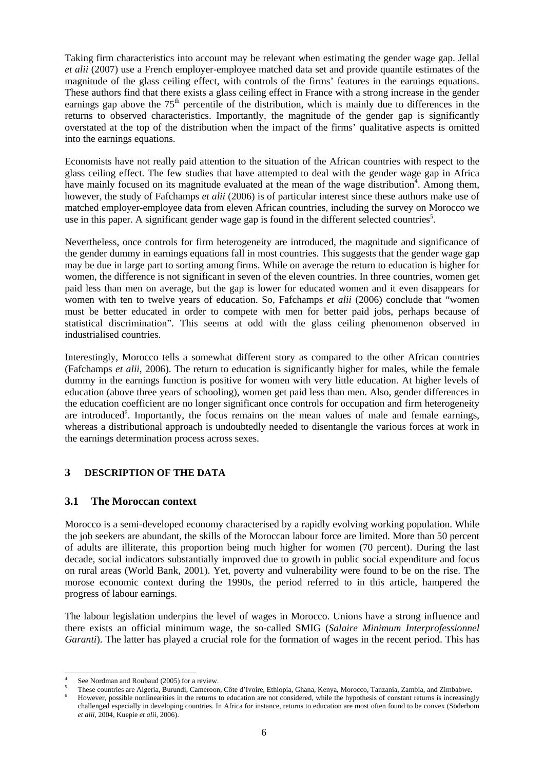Taking firm characteristics into account may be relevant when estimating the gender wage gap. Jellal *et alii* (2007) use a French employer-employee matched data set and provide quantile estimates of the magnitude of the glass ceiling effect, with controls of the firms' features in the earnings equations. These authors find that there exists a glass ceiling effect in France with a strong increase in the gender earnings gap above the 75$^{th}$ percentile of the distribution, which is mainly due to differences in the returns to observed characteristics. Importantly, the magnitude of the gender gap is significantly overstated at the top of the distribution when the impact of the firms' qualitative aspects is omitted into the earnings equations.

Economists have not really paid attention to the situation of the African countries with respect to the glass ceiling effect. The few studies that have attempted to deal with the gender wage gap in Africa have mainly focused on its magnitude evaluated at the mean of the wage distribution[4]. Among them, however, the study of Fafchamps *et alii* (2006) is of particular interest since these authors make use of matched employer-employee data from eleven African countries, including the survey on Morocco we use in this paper. A significant gender wage gap is found in the different selected countries[5].

Nevertheless, once controls for firm heterogeneity are introduced, the magnitude and significance of the gender dummy in earnings equations fall in most countries. This suggests that the gender wage gap may be due in large part to sorting among firms. While on average the return to education is higher for women, the difference is not significant in seven of the eleven countries. In three countries, women get paid less than men on average, but the gap is lower for educated women and it even disappears for women with ten to twelve years of education. So, Fafchamps *et alii* (2006) conclude that "women must be better educated in order to compete with men for better paid jobs, perhaps because of statistical discrimination". This seems at odd with the glass ceiling phenomenon observed in industrialised countries.

Interestingly, Morocco tells a somewhat different story as compared to the other African countries (Fafchamps *et alii*, 2006). The return to education is significantly higher for males, while the female dummy in the earnings function is positive for women with very little education. At higher levels of education (above three years of schooling), women get paid less than men. Also, gender differences in the education coefficient are no longer significant once controls for occupation and firm heterogeneity are introduced[6]. Importantly, the focus remains on the mean values of male and female earnings, whereas a distributional approach is undoubtedly needed to disentangle the various forces at work in the earnings determination process across sexes.

## 3 DESCRIPTION OF THE DATA

### 3.1 The Moroccan context

Morocco is a semi-developed economy characterised by a rapidly evolving working population. While the job seekers are abundant, the skills of the Moroccan labour force are limited. More than 50 percent of adults are illiterate, this proportion being much higher for women (70 percent). During the last decade, social indicators substantially improved due to growth in public social expenditure and focus on rural areas (World Bank, 2001). Yet, poverty and vulnerability were found to be on the rise. The morose economic context during the 1990s, the period referred to in this article, hampered the progress of labour earnings.

The labour legislation underpins the level of wages in Morocco. Unions have a strong influence and there exists an official minimum wage, the so-called SMIG (*Salaire Minimum Interprofessionnel Garanti*). The latter has played a crucial role for the formation of wages in the recent period. This has

---

[4] See Nordman and Roubaud (2005) for a review.

[5] These countries are Algeria, Burundi, Cameroon, Côte d'Ivoire, Ethiopia, Ghana, Kenya, Morocco, Tanzania, Zambia, and Zimbabwe.

[6] However, possible nonlinearities in the returns to education are not considered, while the hypothesis of constant returns is increasingly challenged especially in developing countries. In Africa for instance, returns to education are most often found to be convex (Söderbom *et alii*, 2004, Kuepie *et alii*, 2006).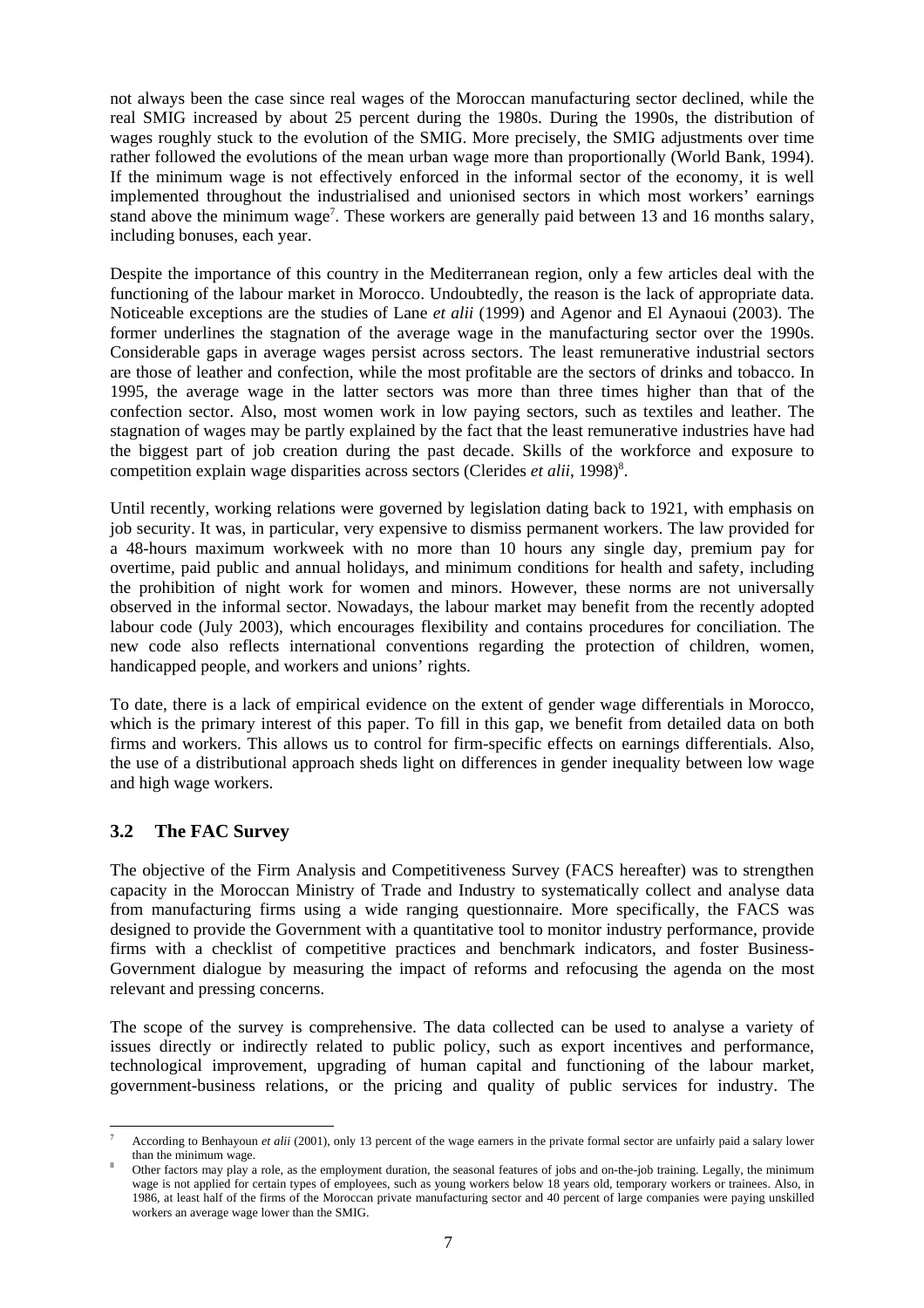not always been the case since real wages of the Moroccan manufacturing sector declined, while the real SMIG increased by about 25 percent during the 1980s. During the 1990s, the distribution of wages roughly stuck to the evolution of the SMIG. More precisely, the SMIG adjustments over time rather followed the evolutions of the mean urban wage more than proportionally (World Bank, 1994). If the minimum wage is not effectively enforced in the informal sector of the economy, it is well implemented throughout the industrialised and unionised sectors in which most workers' earnings stand above the minimum wage[7]. These workers are generally paid between 13 and 16 months salary, including bonuses, each year.

Despite the importance of this country in the Mediterranean region, only a few articles deal with the functioning of the labour market in Morocco. Undoubtedly, the reason is the lack of appropriate data. Noticeable exceptions are the studies of Lane *et alii* (1999) and Agenor and El Aynaoui (2003). The former underlines the stagnation of the average wage in the manufacturing sector over the 1990s. Considerable gaps in average wages persist across sectors. The least remunerative industrial sectors are those of leather and confection, while the most profitable are the sectors of drinks and tobacco. In 1995, the average wage in the latter sectors was more than three times higher than that of the confection sector. Also, most women work in low paying sectors, such as textiles and leather. The stagnation of wages may be partly explained by the fact that the least remunerative industries have had the biggest part of job creation during the past decade. Skills of the workforce and exposure to competition explain wage disparities across sectors (Clerides *et alii*, 1998)[8].

Until recently, working relations were governed by legislation dating back to 1921, with emphasis on job security. It was, in particular, very expensive to dismiss permanent workers. The law provided for a 48-hours maximum workweek with no more than 10 hours any single day, premium pay for overtime, paid public and annual holidays, and minimum conditions for health and safety, including the prohibition of night work for women and minors. However, these norms are not universally observed in the informal sector. Nowadays, the labour market may benefit from the recently adopted labour code (July 2003), which encourages flexibility and contains procedures for conciliation. The new code also reflects international conventions regarding the protection of children, women, handicapped people, and workers and unions' rights.

To date, there is a lack of empirical evidence on the extent of gender wage differentials in Morocco, which is the primary interest of this paper. To fill in this gap, we benefit from detailed data on both firms and workers. This allows us to control for firm-specific effects on earnings differentials. Also, the use of a distributional approach sheds light on differences in gender inequality between low wage and high wage workers.

## 3.2 The FAC Survey

The objective of the Firm Analysis and Competitiveness Survey (FACS hereafter) was to strengthen capacity in the Moroccan Ministry of Trade and Industry to systematically collect and analyse data from manufacturing firms using a wide ranging questionnaire. More specifically, the FACS was designed to provide the Government with a quantitative tool to monitor industry performance, provide firms with a checklist of competitive practices and benchmark indicators, and foster Business-Government dialogue by measuring the impact of reforms and refocusing the agenda on the most relevant and pressing concerns.

The scope of the survey is comprehensive. The data collected can be used to analyse a variety of issues directly or indirectly related to public policy, such as export incentives and performance, technological improvement, upgrading of human capital and functioning of the labour market, government-business relations, or the pricing and quality of public services for industry. The

---

[7] According to Benhayoun *et alii* (2001), only 13 percent of the wage earners in the private formal sector are unfairly paid a salary lower than the minimum wage.

[8] Other factors may play a role, as the employment duration, the seasonal features of jobs and on-the-job training. Legally, the minimum wage is not applied for certain types of employees, such as young workers below 18 years old, temporary workers or trainees. Also, in 1986, at least half of the firms of the Moroccan private manufacturing sector and 40 percent of large companies were paying unskilled workers an average wage lower than the SMIG.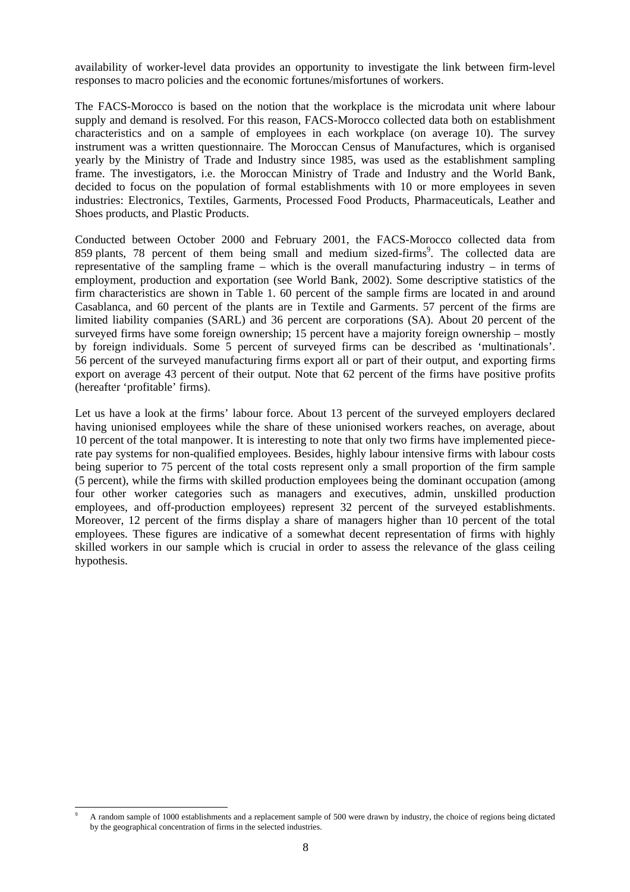availability of worker-level data provides an opportunity to investigate the link between firm-level responses to macro policies and the economic fortunes/misfortunes of workers.

The FACS-Morocco is based on the notion that the workplace is the microdata unit where labour supply and demand is resolved. For this reason, FACS-Morocco collected data both on establishment characteristics and on a sample of employees in each workplace (on average 10). The survey instrument was a written questionnaire. The Moroccan Census of Manufactures, which is organised yearly by the Ministry of Trade and Industry since 1985, was used as the establishment sampling frame. The investigators, i.e. the Moroccan Ministry of Trade and Industry and the World Bank, decided to focus on the population of formal establishments with 10 or more employees in seven industries: Electronics, Textiles, Garments, Processed Food Products, Pharmaceuticals, Leather and Shoes products, and Plastic Products.

Conducted between October 2000 and February 2001, the FACS-Morocco collected data from 859 plants, 78 percent of them being small and medium sized-firms[9]. The collected data are representative of the sampling frame – which is the overall manufacturing industry – in terms of employment, production and exportation (see World Bank, 2002). Some descriptive statistics of the firm characteristics are shown in Table 1. 60 percent of the sample firms are located in and around Casablanca, and 60 percent of the plants are in Textile and Garments. 57 percent of the firms are limited liability companies (SARL) and 36 percent are corporations (SA). About 20 percent of the surveyed firms have some foreign ownership; 15 percent have a majority foreign ownership – mostly by foreign individuals. Some 5 percent of surveyed firms can be described as 'multinationals'. 56 percent of the surveyed manufacturing firms export all or part of their output, and exporting firms export on average 43 percent of their output. Note that 62 percent of the firms have positive profits (hereafter 'profitable' firms).

Let us have a look at the firms' labour force. About 13 percent of the surveyed employers declared having unionised employees while the share of these unionised workers reaches, on average, about 10 percent of the total manpower. It is interesting to note that only two firms have implemented piece-rate pay systems for non-qualified employees. Besides, highly labour intensive firms with labour costs being superior to 75 percent of the total costs represent only a small proportion of the firm sample (5 percent), while the firms with skilled production employees being the dominant occupation (among four other worker categories such as managers and executives, admin, unskilled production employees, and off-production employees) represent 32 percent of the surveyed establishments. Moreover, 12 percent of the firms display a share of managers higher than 10 percent of the total employees. These figures are indicative of a somewhat decent representation of firms with highly skilled workers in our sample which is crucial in order to assess the relevance of the glass ceiling hypothesis.

[9] A random sample of 1000 establishments and a replacement sample of 500 were drawn by industry, the choice of regions being dictated by the geographical concentration of firms in the selected industries.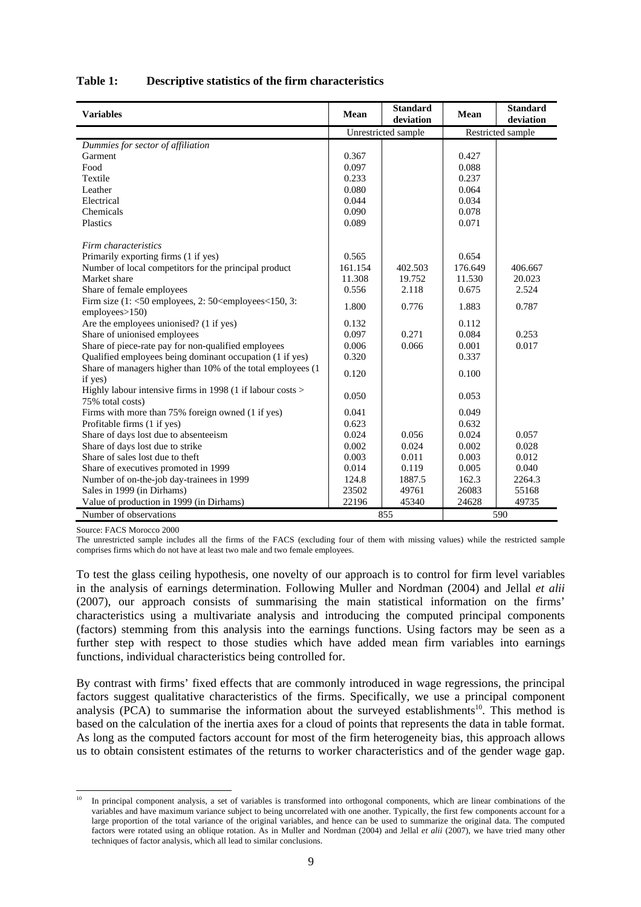**Table 1: Descriptive statistics of the firm characteristics**

| Variables | Mean | Standard deviation | Mean | Standard deviation |
|---|---|---|---|---|
| | Unrestricted sample | | Restricted sample | |
| *Dummies for sector of affiliation* | | | | |
| Garment | 0.367 | | 0.427 | |
| Food | 0.097 | | 0.088 | |
| Textile | 0.233 | | 0.237 | |
| Leather | 0.080 | | 0.064 | |
| Electrical | 0.044 | | 0.034 | |
| Chemicals | 0.090 | | 0.078 | |
| Plastics | 0.089 | | 0.071 | |
| *Firm characteristics* | | | | |
| Primarily exporting firms (1 if yes) | 0.565 | | 0.654 | |
| Number of local competitors for the principal product | 161.154 | 402.503 | 176.649 | 406.667 |
| Market share | 11.308 | 19.752 | 11.530 | 20.023 |
| Share of female employees | 0.556 | 2.118 | 0.675 | 2.524 |
| Firm size (1: <50 employees, 2: 50<employees<150, 3: employees>150) | 1.800 | 0.776 | 1.883 | 0.787 |
| Are the employees unionised? (1 if yes) | 0.132 | | 0.112 | |
| Share of unionised employees | 0.097 | 0.271 | 0.084 | 0.253 |
| Share of piece-rate pay for non-qualified employees | 0.006 | 0.066 | 0.001 | 0.017 |
| Qualified employees being dominant occupation (1 if yes) | 0.320 | | 0.337 | |
| Share of managers higher than 10% of the total employees (1 if yes) | 0.120 | | 0.100 | |
| Highly labour intensive firms in 1998 (1 if labour costs > 75% total costs) | 0.050 | | 0.053 | |
| Firms with more than 75% foreign owned (1 if yes) | 0.041 | | 0.049 | |
| Profitable firms (1 if yes) | 0.623 | | 0.632 | |
| Share of days lost due to absenteeism | 0.024 | 0.056 | 0.024 | 0.057 |
| Share of days lost due to strike | 0.002 | 0.024 | 0.002 | 0.028 |
| Share of sales lost due to theft | 0.003 | 0.011 | 0.003 | 0.012 |
| Share of executives promoted in 1999 | 0.014 | 0.119 | 0.005 | 0.040 |
| Number of on-the-job day-trainees in 1999 | 124.8 | 1887.5 | 162.3 | 2264.3 |
| Sales in 1999 (in Dirhams) | 23502 | 49761 | 26083 | 55168 |
| Value of production in 1999 (in Dirhams) | 22196 | 45340 | 24628 | 49735 |
| Number of observations | 855 | | 590 | |

Source: FACS Morocco 2000

The unrestricted sample includes all the firms of the FACS (excluding four of them with missing values) while the restricted sample comprises firms which do not have at least two male and two female employees.

To test the glass ceiling hypothesis, one novelty of our approach is to control for firm level variables in the analysis of earnings determination. Following Muller and Nordman (2004) and Jellal *et alii* (2007), our approach consists of summarising the main statistical information on the firms' characteristics using a multivariate analysis and introducing the computed principal components (factors) stemming from this analysis into the earnings functions. Using factors may be seen as a further step with respect to those studies which have added mean firm variables into earnings functions, individual characteristics being controlled for.

By contrast with firms' fixed effects that are commonly introduced in wage regressions, the principal factors suggest qualitative characteristics of the firms. Specifically, we use a principal component analysis (PCA) to summarise the information about the surveyed establishments[10]. This method is based on the calculation of the inertia axes for a cloud of points that represents the data in table format. As long as the computed factors account for most of the firm heterogeneity bias, this approach allows us to obtain consistent estimates of the returns to worker characteristics and of the gender wage gap.

[10] In principal component analysis, a set of variables is transformed into orthogonal components, which are linear combinations of the variables and have maximum variance subject to being uncorrelated with one another. Typically, the first few components account for a large proportion of the total variance of the original variables, and hence can be used to summarize the original data. The computed factors were rotated using an oblique rotation. As in Muller and Nordman (2004) and Jellal *et alii* (2007), we have tried many other techniques of factor analysis, which all lead to similar conclusions.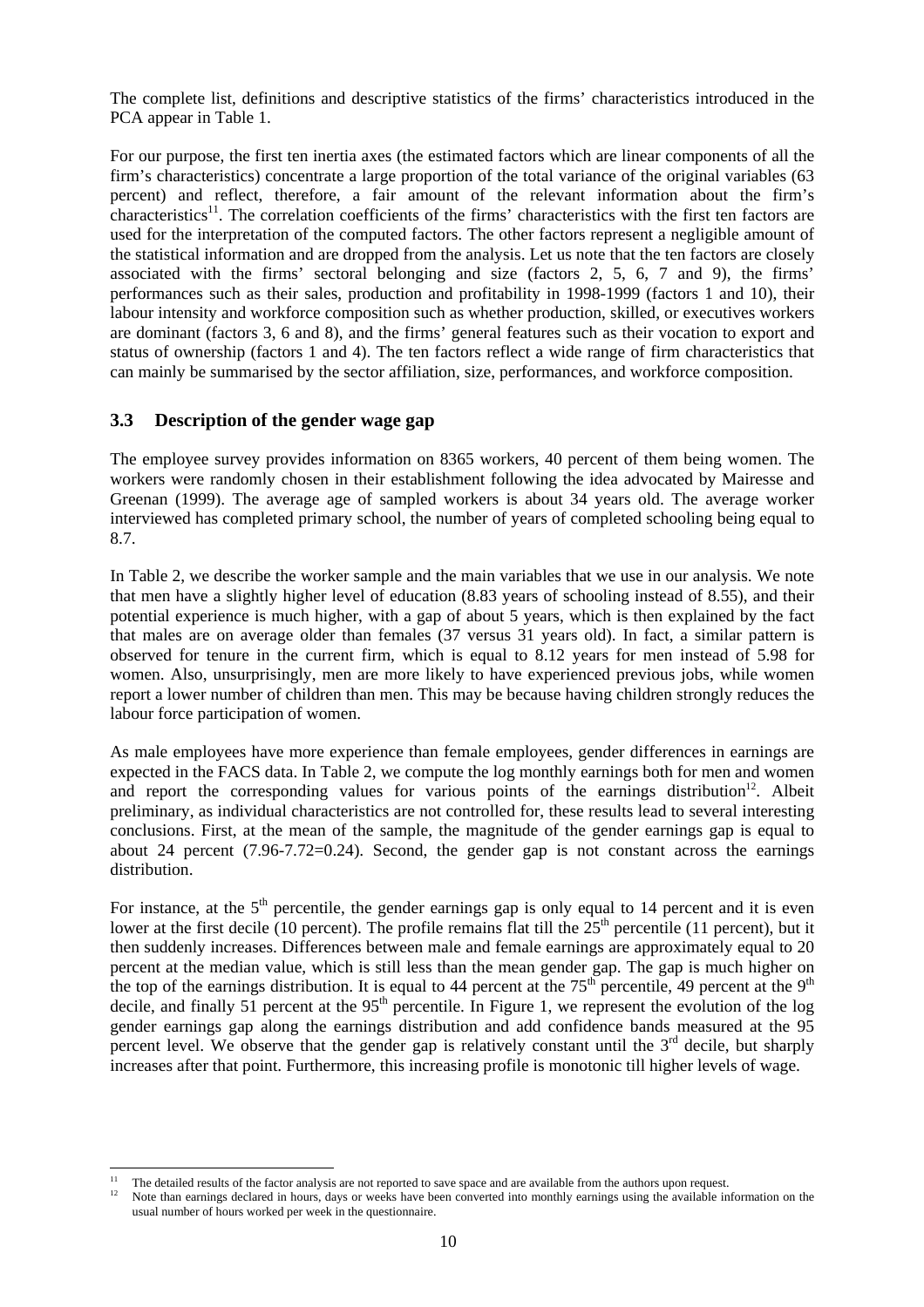The complete list, definitions and descriptive statistics of the firms' characteristics introduced in the PCA appear in Table 1.

For our purpose, the first ten inertia axes (the estimated factors which are linear components of all the firm's characteristics) concentrate a large proportion of the total variance of the original variables (63 percent) and reflect, therefore, a fair amount of the relevant information about the firm's characteristics[11]. The correlation coefficients of the firms' characteristics with the first ten factors are used for the interpretation of the computed factors. The other factors represent a negligible amount of the statistical information and are dropped from the analysis. Let us note that the ten factors are closely associated with the firms' sectoral belonging and size (factors 2, 5, 6, 7 and 9), the firms' performances such as their sales, production and profitability in 1998-1999 (factors 1 and 10), their labour intensity and workforce composition such as whether production, skilled, or executives workers are dominant (factors 3, 6 and 8), and the firms' general features such as their vocation to export and status of ownership (factors 1 and 4). The ten factors reflect a wide range of firm characteristics that can mainly be summarised by the sector affiliation, size, performances, and workforce composition.

### 3.3 Description of the gender wage gap

The employee survey provides information on 8365 workers, 40 percent of them being women. The workers were randomly chosen in their establishment following the idea advocated by Mairesse and Greenan (1999). The average age of sampled workers is about 34 years old. The average worker interviewed has completed primary school, the number of years of completed schooling being equal to 8.7.

In Table 2, we describe the worker sample and the main variables that we use in our analysis. We note that men have a slightly higher level of education (8.83 years of schooling instead of 8.55), and their potential experience is much higher, with a gap of about 5 years, which is then explained by the fact that males are on average older than females (37 versus 31 years old). In fact, a similar pattern is observed for tenure in the current firm, which is equal to 8.12 years for men instead of 5.98 for women. Also, unsurprisingly, men are more likely to have experienced previous jobs, while women report a lower number of children than men. This may be because having children strongly reduces the labour force participation of women.

As male employees have more experience than female employees, gender differences in earnings are expected in the FACS data. In Table 2, we compute the log monthly earnings both for men and women and report the corresponding values for various points of the earnings distribution[12]. Albeit preliminary, as individual characteristics are not controlled for, these results lead to several interesting conclusions. First, at the mean of the sample, the magnitude of the gender earnings gap is equal to about 24 percent (7.96-7.72=0.24). Second, the gender gap is not constant across the earnings distribution.

For instance, at the 5th percentile, the gender earnings gap is only equal to 14 percent and it is even lower at the first decile (10 percent). The profile remains flat till the 25th percentile (11 percent), but it then suddenly increases. Differences between male and female earnings are approximately equal to 20 percent at the median value, which is still less than the mean gender gap. The gap is much higher on the top of the earnings distribution. It is equal to 44 percent at the 75th percentile, 49 percent at the 9th decile, and finally 51 percent at the 95th percentile. In Figure 1, we represent the evolution of the log gender earnings gap along the earnings distribution and add confidence bands measured at the 95 percent level. We observe that the gender gap is relatively constant until the 3rd decile, but sharply increases after that point. Furthermore, this increasing profile is monotonic till higher levels of wage.

---

[11] The detailed results of the factor analysis are not reported to save space and are available from the authors upon request.

[12] Note than earnings declared in hours, days or weeks have been converted into monthly earnings using the available information on the usual number of hours worked per week in the questionnaire.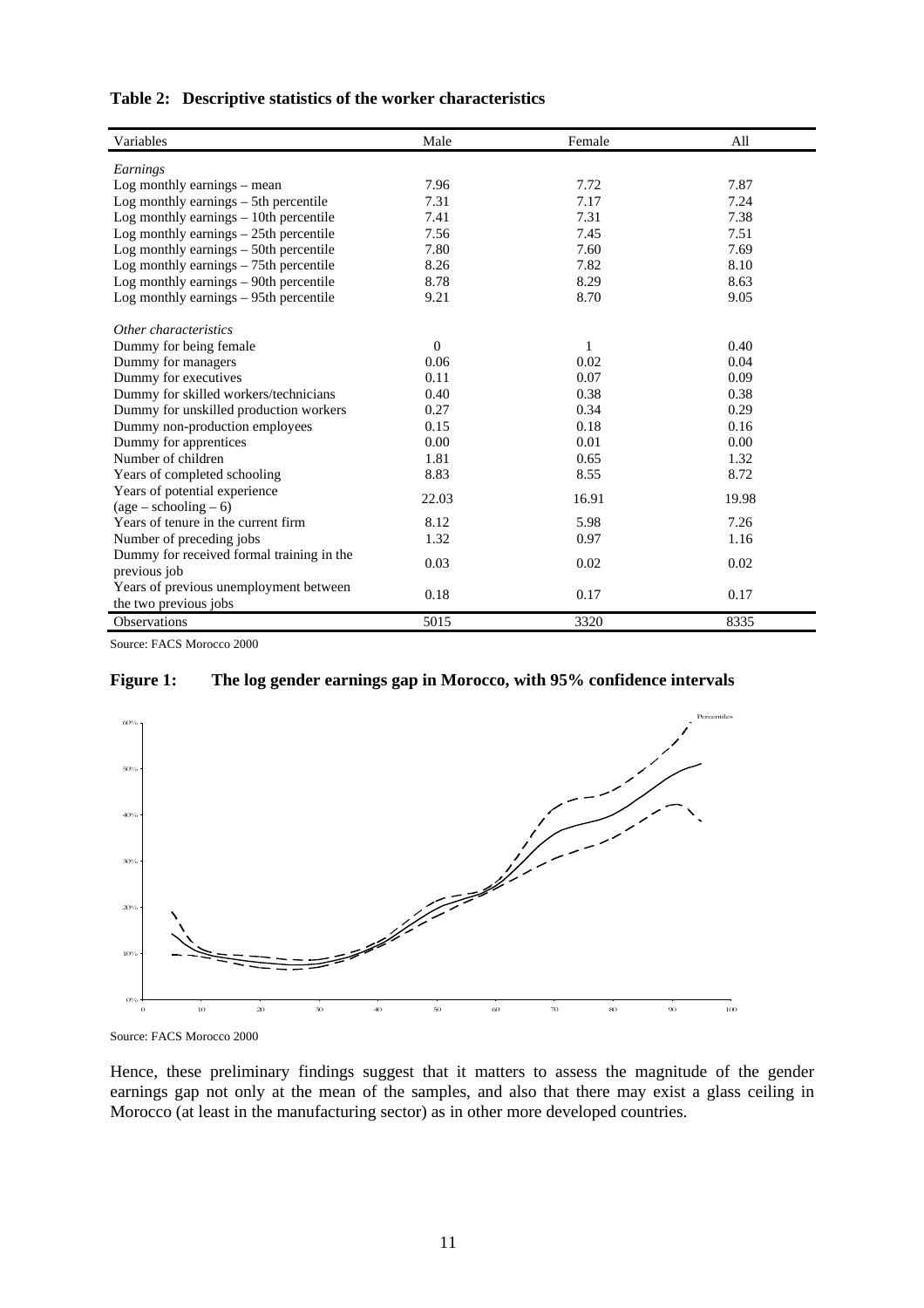**Table 2: Descriptive statistics of the worker characteristics**

| Variables | Male | Female | All |
|---|---|---|---|
| *Earnings* | | | |
| Log monthly earnings – mean | 7.96 | 7.72 | 7.87 |
| Log monthly earnings – 5th percentile | 7.31 | 7.17 | 7.24 |
| Log monthly earnings – 10th percentile | 7.41 | 7.31 | 7.38 |
| Log monthly earnings – 25th percentile | 7.56 | 7.45 | 7.51 |
| Log monthly earnings – 50th percentile | 7.80 | 7.60 | 7.69 |
| Log monthly earnings – 75th percentile | 8.26 | 7.82 | 8.10 |
| Log monthly earnings – 90th percentile | 8.78 | 8.29 | 8.63 |
| Log monthly earnings – 95th percentile | 9.21 | 8.70 | 9.05 |
| *Other characteristics* | | | |
| Dummy for being female | 0 | 1 | 0.40 |
| Dummy for managers | 0.06 | 0.02 | 0.04 |
| Dummy for executives | 0.11 | 0.07 | 0.09 |
| Dummy for skilled workers/technicians | 0.40 | 0.38 | 0.38 |
| Dummy for unskilled production workers | 0.27 | 0.34 | 0.29 |
| Dummy non-production employees | 0.15 | 0.18 | 0.16 |
| Dummy for apprentices | 0.00 | 0.01 | 0.00 |
| Number of children | 1.81 | 0.65 | 1.32 |
| Years of completed schooling | 8.83 | 8.55 | 8.72 |
| Years of potential experience (age – schooling – 6) | 22.03 | 16.91 | 19.98 |
| Years of tenure in the current firm | 8.12 | 5.98 | 7.26 |
| Number of preceding jobs | 1.32 | 0.97 | 1.16 |
| Dummy for received formal training in the previous job | 0.03 | 0.02 | 0.02 |
| Years of previous unemployment between the two previous jobs | 0.18 | 0.17 | 0.17 |
| Observations | 5015 | 3320 | 8335 |

Source: FACS Morocco 2000

**Figure 1: The log gender earnings gap in Morocco, with 95% confidence intervals**

Source: FACS Morocco 2000

Hence, these preliminary findings suggest that it matters to assess the magnitude of the gender earnings gap not only at the mean of the samples, and also that there may exist a glass ceiling in Morocco (at least in the manufacturing sector) as in other more developed countries.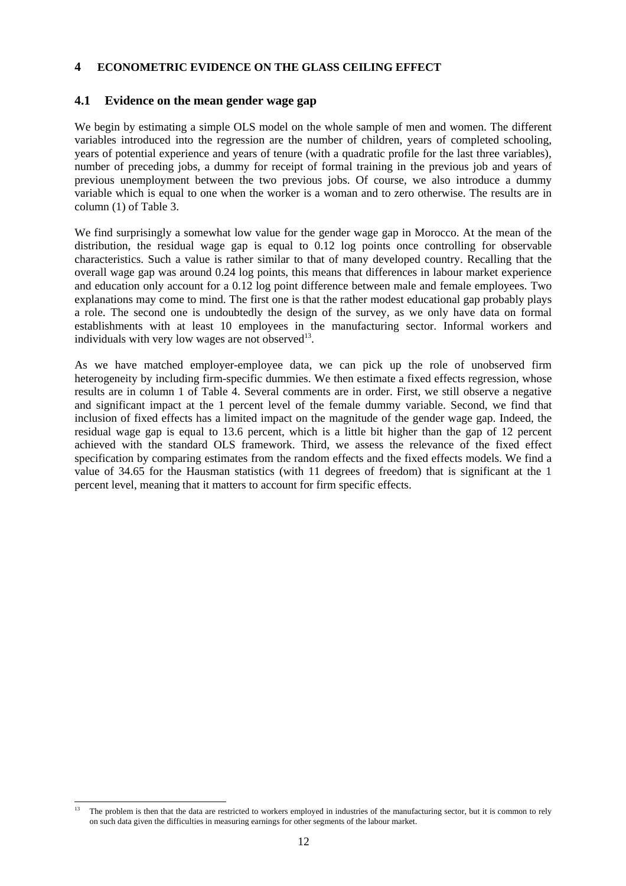# 4 ECONOMETRIC EVIDENCE ON THE GLASS CEILING EFFECT

## 4.1 Evidence on the mean gender wage gap

We begin by estimating a simple OLS model on the whole sample of men and women. The different variables introduced into the regression are the number of children, years of completed schooling, years of potential experience and years of tenure (with a quadratic profile for the last three variables), number of preceding jobs, a dummy for receipt of formal training in the previous job and years of previous unemployment between the two previous jobs. Of course, we also introduce a dummy variable which is equal to one when the worker is a woman and to zero otherwise. The results are in column (1) of Table 3.

We find surprisingly a somewhat low value for the gender wage gap in Morocco. At the mean of the distribution, the residual wage gap is equal to 0.12 log points once controlling for observable characteristics. Such a value is rather similar to that of many developed country. Recalling that the overall wage gap was around 0.24 log points, this means that differences in labour market experience and education only account for a 0.12 log point difference between male and female employees. Two explanations may come to mind. The first one is that the rather modest educational gap probably plays a role. The second one is undoubtedly the design of the survey, as we only have data on formal establishments with at least 10 employees in the manufacturing sector. Informal workers and individuals with very low wages are not observed[13].

As we have matched employer-employee data, we can pick up the role of unobserved firm heterogeneity by including firm-specific dummies. We then estimate a fixed effects regression, whose results are in column 1 of Table 4. Several comments are in order. First, we still observe a negative and significant impact at the 1 percent level of the female dummy variable. Second, we find that inclusion of fixed effects has a limited impact on the magnitude of the gender wage gap. Indeed, the residual wage gap is equal to 13.6 percent, which is a little bit higher than the gap of 12 percent achieved with the standard OLS framework. Third, we assess the relevance of the fixed effect specification by comparing estimates from the random effects and the fixed effects models. We find a value of 34.65 for the Hausman statistics (with 11 degrees of freedom) that is significant at the 1 percent level, meaning that it matters to account for firm specific effects.

---

[13] The problem is then that the data are restricted to workers employed in industries of the manufacturing sector, but it is common to rely on such data given the difficulties in measuring earnings for other segments of the labour market.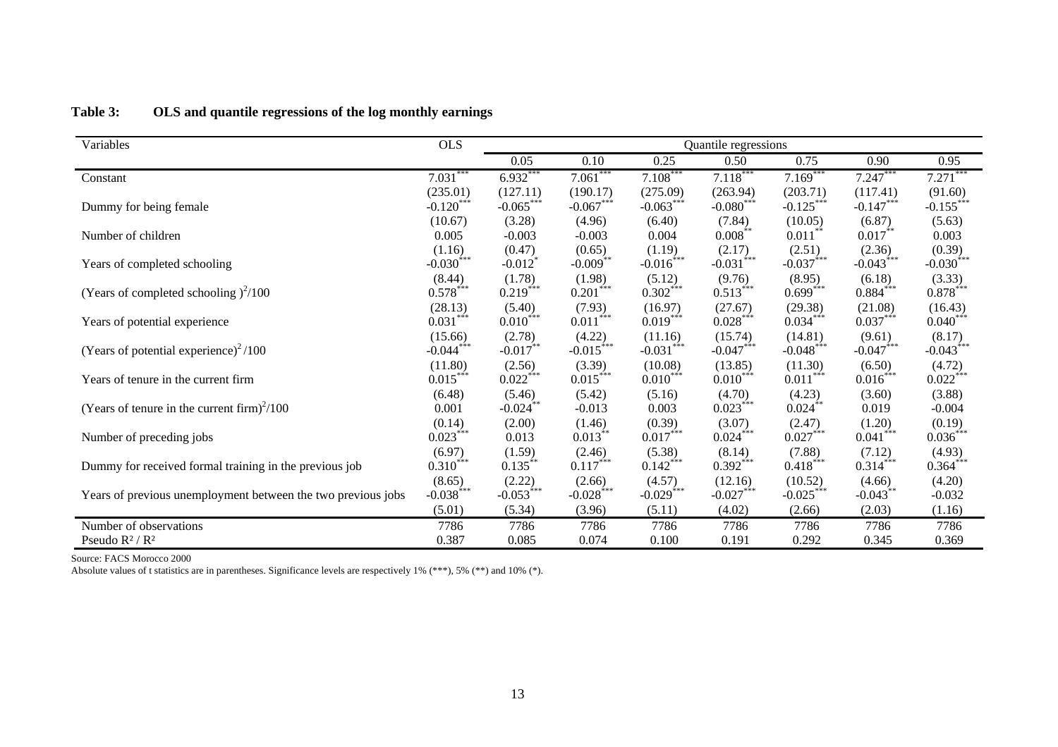**Table 3: OLS and quantile regressions of the log monthly earnings**

| Variables | OLS | Quantile regressions | | | | | | |
|---|---|---|---|---|---|---|---|---|
| | | 0.05 | 0.10 | 0.25 | 0.50 | 0.75 | 0.90 | 0.95 |
| Constant | 7.031*** | 6.932*** | 7.061*** | 7.108*** | 7.118*** | 7.169*** | 7.247*** | 7.271*** |
| | (235.01) | (127.11) | (190.17) | (275.09) | (263.94) | (203.71) | (117.41) | (91.60) |
| Dummy for being female | -0.120*** | -0.065*** | -0.067*** | -0.063*** | -0.080*** | -0.125*** | -0.147*** | -0.155*** |
| | (10.67) | (3.28) | (4.96) | (6.40) | (7.84) | (10.05) | (6.87) | (5.63) |
| Number of children | 0.005 | -0.003 | -0.003 | 0.004 | 0.008** | 0.011** | 0.017** | 0.003 |
| | (1.16) | (0.47) | (0.65) | (1.19) | (2.17) | (2.51) | (2.36) | (0.39) |
| Years of completed schooling | -0.030*** | -0.012* | -0.009** | -0.016*** | -0.031*** | -0.037*** | -0.043*** | -0.030*** |
| | (8.44) | (1.78) | (1.98) | (5.12) | (9.76) | (8.95) | (6.18) | (3.33) |
| (Years of completed schooling $)^2$/100 | 0.578*** | 0.219*** | 0.201*** | 0.302*** | 0.513*** | 0.699*** | 0.884*** | 0.878*** |
| | (28.13) | (5.40) | (7.93) | (16.97) | (27.67) | (29.38) | (21.08) | (16.43) |
| Years of potential experience | 0.031*** | 0.010*** | 0.011*** | 0.019*** | 0.028*** | 0.034*** | 0.037*** | 0.040*** |
| | (15.66) | (2.78) | (4.22) | (11.16) | (15.74) | (14.81) | (9.61) | (8.17) |
| (Years of potential experience$)^2$ /100 | -0.044*** | -0.017** | -0.015*** | -0.031*** | -0.047*** | -0.048*** | -0.047*** | -0.043*** |
| | (11.80) | (2.56) | (3.39) | (10.08) | (13.85) | (11.30) | (6.50) | (4.72) |
| Years of tenure in the current firm | 0.015*** | 0.022*** | 0.015*** | 0.010*** | 0.010*** | 0.011*** | 0.016*** | 0.022*** |
| | (6.48) | (5.46) | (5.42) | (5.16) | (4.70) | (4.23) | (3.60) | (3.88) |
| (Years of tenure in the current firm$)^2$/100 | 0.001 | -0.024** | -0.013 | 0.003 | 0.023*** | 0.024** | 0.019 | -0.004 |
| | (0.14) | (2.00) | (1.46) | (0.39) | (3.07) | (2.47) | (1.20) | (0.19) |
| Number of preceding jobs | 0.023*** | 0.013 | 0.013** | 0.017*** | 0.024*** | 0.027*** | 0.041*** | 0.036*** |
| | (6.97) | (1.59) | (2.46) | (5.38) | (8.14) | (7.88) | (7.12) | (4.93) |
| Dummy for received formal training in the previous job | 0.310*** | 0.135** | 0.117*** | 0.142*** | 0.392*** | 0.418*** | 0.314*** | 0.364*** |
| | (8.65) | (2.22) | (2.66) | (4.57) | (12.16) | (10.52) | (4.66) | (4.20) |
| Years of previous unemployment between the two previous jobs | -0.038*** | -0.053*** | -0.028*** | -0.029*** | -0.027*** | -0.025*** | -0.043** | -0.032 |
| | (5.01) | (5.34) | (3.96) | (5.11) | (4.02) | (2.66) | (2.03) | (1.16) |
| Number of observations | 7786 | 7786 | 7786 | 7786 | 7786 | 7786 | 7786 | 7786 |
| Pseudo $R^2$ / $R^2$ | 0.387 | 0.085 | 0.074 | 0.100 | 0.191 | 0.292 | 0.345 | 0.369 |

Source: FACS Morocco 2000

Absolute values of t statistics are in parentheses. Significance levels are respectively 1% (***), 5% (**) and 10% (*).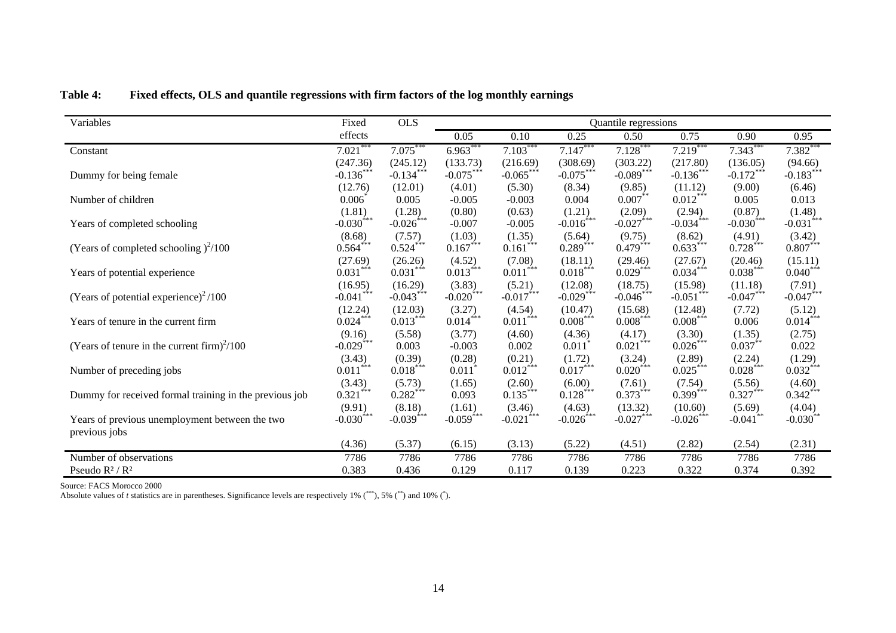**Table 4: Fixed effects, OLS and quantile regressions with firm factors of the log monthly earnings**

| Variables | Fixed effects | OLS | Quantile regressions | | | | | | |
|---|---|---|---|---|---|---|---|---|---|
| | | | 0.05 | 0.10 | 0.25 | 0.50 | 0.75 | 0.90 | 0.95 |
| Constant | 7.021*** | 7.075*** | 6.963*** | 7.103*** | 7.147*** | 7.128*** | 7.219*** | 7.343*** | 7.382*** |
| | (247.36) | (245.12) | (133.73) | (216.69) | (308.69) | (303.22) | (217.80) | (136.05) | (94.66) |
| Dummy for being female | -0.136*** | -0.134*** | -0.075*** | -0.065*** | -0.075*** | -0.089*** | -0.136*** | -0.172*** | -0.183*** |
| | (12.76) | (12.01) | (4.01) | (5.30) | (8.34) | (9.85) | (11.12) | (9.00) | (6.46) |
| Number of children | 0.006* | 0.005 | -0.005 | -0.003 | 0.004 | 0.007** | 0.012*** | 0.005 | 0.013 |
| | (1.81) | (1.28) | (0.80) | (0.63) | (1.21) | (2.09) | (2.94) | (0.87) | (1.48) |
| Years of completed schooling | -0.030*** | -0.026*** | -0.007 | -0.005 | -0.016*** | -0.027*** | -0.034*** | -0.030*** | -0.031*** |
| | (8.68) | (7.57) | (1.03) | (1.35) | (5.64) | (9.75) | (8.62) | (4.91) | (3.42) |
| (Years of completed schooling )$^2$/100 | 0.564*** | 0.524*** | 0.167*** | 0.161*** | 0.289*** | 0.479*** | 0.633*** | 0.728*** | 0.807*** |
| | (27.69) | (26.26) | (4.52) | (7.08) | (18.11) | (29.46) | (27.67) | (20.46) | (15.11) |
| Years of potential experience | 0.031*** | 0.031*** | 0.013*** | 0.011*** | 0.018*** | 0.029*** | 0.034*** | 0.038*** | 0.040*** |
| | (16.95) | (16.29) | (3.83) | (5.21) | (12.08) | (18.75) | (15.98) | (11.18) | (7.91) |
| (Years of potential experience)$^2$ /100 | -0.041*** | -0.043*** | -0.020*** | -0.017*** | -0.029*** | -0.046*** | -0.051*** | -0.047*** | -0.047*** |
| | (12.24) | (12.03) | (3.27) | (4.54) | (10.47) | (15.68) | (12.48) | (7.72) | (5.12) |
| Years of tenure in the current firm | 0.024*** | 0.013*** | 0.014*** | 0.011*** | 0.008*** | 0.008*** | 0.008*** | 0.006 | 0.014*** |
| | (9.16) | (5.58) | (3.77) | (4.60) | (4.36) | (4.17) | (3.30) | (1.35) | (2.75) |
| (Years of tenure in the current firm)$^2$/100 | -0.029*** | 0.003 | -0.003 | 0.002 | 0.011* | 0.021*** | 0.026*** | 0.037** | 0.022 |
| | (3.43) | (0.39) | (0.28) | (0.21) | (1.72) | (3.24) | (2.89) | (2.24) | (1.29) |
| Number of preceding jobs | 0.011*** | 0.018*** | 0.011* | 0.012*** | 0.017*** | 0.020*** | 0.025*** | 0.028*** | 0.032*** |
| | (3.43) | (5.73) | (1.65) | (2.60) | (6.00) | (7.61) | (7.54) | (5.56) | (4.60) |
| Dummy for received formal training in the previous job | 0.321*** | 0.282*** | 0.093 | 0.135*** | 0.128*** | 0.373*** | 0.399*** | 0.327*** | 0.342*** |
| | (9.91) | (8.18) | (1.61) | (3.46) | (4.63) | (13.32) | (10.60) | (5.69) | (4.04) |
| Years of previous unemployment between the two previous jobs | -0.030*** | -0.039*** | -0.059*** | -0.021*** | -0.026*** | -0.027*** | -0.026*** | -0.041** | -0.030** |
| | (4.36) | (5.37) | (6.15) | (3.13) | (5.22) | (4.51) | (2.82) | (2.54) | (2.31) |
| Number of observations | 7786 | 7786 | 7786 | 7786 | 7786 | 7786 | 7786 | 7786 | 7786 |
| Pseudo R² / R² | 0.383 | 0.436 | 0.129 | 0.117 | 0.139 | 0.223 | 0.322 | 0.374 | 0.392 |

Source: FACS Morocco 2000

Absolute values of *t* statistics are in parentheses. Significance levels are respectively 1% (***), 5% (**) and 10% (*).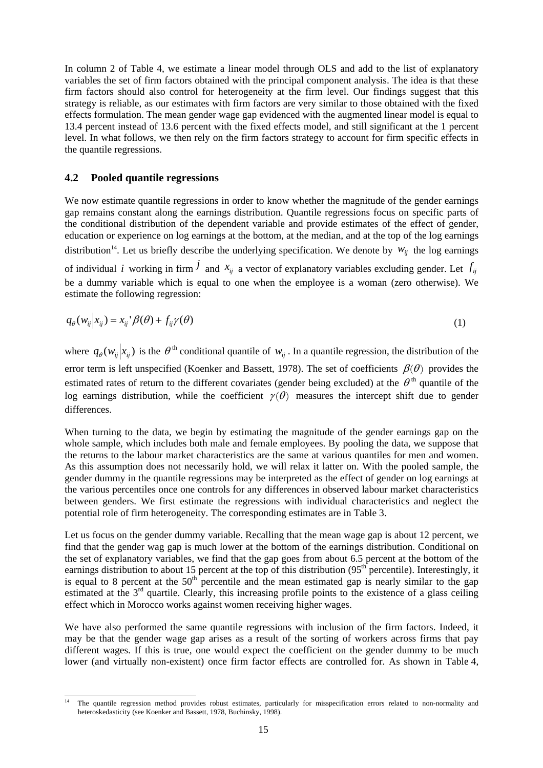In column 2 of Table 4, we estimate a linear model through OLS and add to the list of explanatory variables the set of firm factors obtained with the principal component analysis. The idea is that these firm factors should also control for heterogeneity at the firm level. Our findings suggest that this strategy is reliable, as our estimates with firm factors are very similar to those obtained with the fixed effects formulation. The mean gender wage gap evidenced with the augmented linear model is equal to 13.4 percent instead of 13.6 percent with the fixed effects model, and still significant at the 1 percent level. In what follows, we then rely on the firm factors strategy to account for firm specific effects in the quantile regressions.

## 4.2 Pooled quantile regressions

We now estimate quantile regressions in order to know whether the magnitude of the gender earnings gap remains constant along the earnings distribution. Quantile regressions focus on specific parts of the conditional distribution of the dependent variable and provide estimates of the effect of gender, education or experience on log earnings at the bottom, at the median, and at the top of the log earnings distribution[14]. Let us briefly describe the underlying specification. We denote by $w_{ij}$ the log earnings of individual $i$ working in firm $j$ and $x_{ij}$ a vector of explanatory variables excluding gender. Let $f_{ij}$ be a dummy variable which is equal to one when the employee is a woman (zero otherwise). We estimate the following regression:

$$q_{\theta}(w_{ij}|x_{ij}) = x_{ij}'\beta(\theta) + f_{ij}\gamma(\theta) \tag{1}$$

where $q_{\theta}(w_{ij}|x_{ij})$ is the $\theta^{\text{th}}$ conditional quantile of $w_{ij}$. In a quantile regression, the distribution of the error term is left unspecified (Koenker and Bassett, 1978). The set of coefficients $\beta(\theta)$ provides the estimated rates of return to the different covariates (gender being excluded) at the $\theta^{\text{th}}$ quantile of the log earnings distribution, while the coefficient $\gamma(\theta)$ measures the intercept shift due to gender differences.

When turning to the data, we begin by estimating the magnitude of the gender earnings gap on the whole sample, which includes both male and female employees. By pooling the data, we suppose that the returns to the labour market characteristics are the same at various quantiles for men and women. As this assumption does not necessarily hold, we will relax it latter on. With the pooled sample, the gender dummy in the quantile regressions may be interpreted as the effect of gender on log earnings at the various percentiles once one controls for any differences in observed labour market characteristics between genders. We first estimate the regressions with individual characteristics and neglect the potential role of firm heterogeneity. The corresponding estimates are in Table 3.

Let us focus on the gender dummy variable. Recalling that the mean wage gap is about 12 percent, we find that the gender wag gap is much lower at the bottom of the earnings distribution. Conditional on the set of explanatory variables, we find that the gap goes from about 6.5 percent at the bottom of the earnings distribution to about 15 percent at the top of this distribution (95th percentile). Interestingly, it is equal to 8 percent at the 50th percentile and the mean estimated gap is nearly similar to the gap estimated at the 3rd quartile. Clearly, this increasing profile points to the existence of a glass ceiling effect which in Morocco works against women receiving higher wages.

We have also performed the same quantile regressions with inclusion of the firm factors. Indeed, it may be that the gender wage gap arises as a result of the sorting of workers across firms that pay different wages. If this is true, one would expect the coefficient on the gender dummy to be much lower (and virtually non-existent) once firm factor effects are controlled for. As shown in Table 4,

[14] The quantile regression method provides robust estimates, particularly for misspecification errors related to non-normality and heteroskedasticity (see Koenker and Bassett, 1978, Buchinsky, 1998).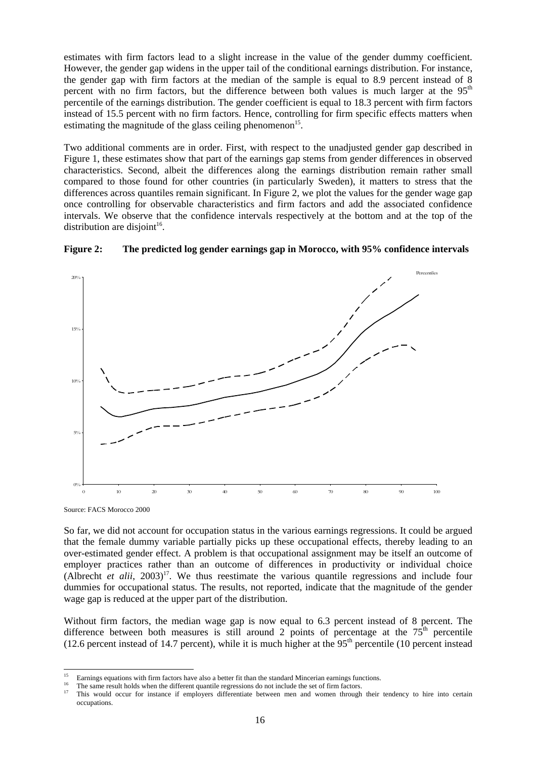estimates with firm factors lead to a slight increase in the value of the gender dummy coefficient. However, the gender gap widens in the upper tail of the conditional earnings distribution. For instance, the gender gap with firm factors at the median of the sample is equal to 8.9 percent instead of 8 percent with no firm factors, but the difference between both values is much larger at the 95th percentile of the earnings distribution. The gender coefficient is equal to 18.3 percent with firm factors instead of 15.5 percent with no firm factors. Hence, controlling for firm specific effects matters when estimating the magnitude of the glass ceiling phenomenon[15].

Two additional comments are in order. First, with respect to the unadjusted gender gap described in Figure 1, these estimates show that part of the earnings gap stems from gender differences in observed characteristics. Second, albeit the differences along the earnings distribution remain rather small compared to those found for other countries (in particularly Sweden), it matters to stress that the differences across quantiles remain significant. In Figure 2, we plot the values for the gender wage gap once controlling for observable characteristics and firm factors and add the associated confidence intervals. We observe that the confidence intervals respectively at the bottom and at the top of the distribution are disjoint[16].

**Figure 2: The predicted log gender earnings gap in Morocco, with 95% confidence intervals**

Source: FACS Morocco 2000

So far, we did not account for occupation status in the various earnings regressions. It could be argued that the female dummy variable partially picks up these occupational effects, thereby leading to an over-estimated gender effect. A problem is that occupational assignment may be itself an outcome of employer practices rather than an outcome of differences in productivity or individual choice (Albrecht *et alii*, 2003)[17]. We thus reestimate the various quantile regressions and include four dummies for occupational status. The results, not reported, indicate that the magnitude of the gender wage gap is reduced at the upper part of the distribution.

Without firm factors, the median wage gap is now equal to 6.3 percent instead of 8 percent. The difference between both measures is still around 2 points of percentage at the 75th percentile (12.6 percent instead of 14.7 percent), while it is much higher at the 95th percentile (10 percent instead

---

[15] Earnings equations with firm factors have also a better fit than the standard Mincerian earnings functions.

[16] The same result holds when the different quantile regressions do not include the set of firm factors.

[17] This would occur for instance if employers differentiate between men and women through their tendency to hire into certain occupations.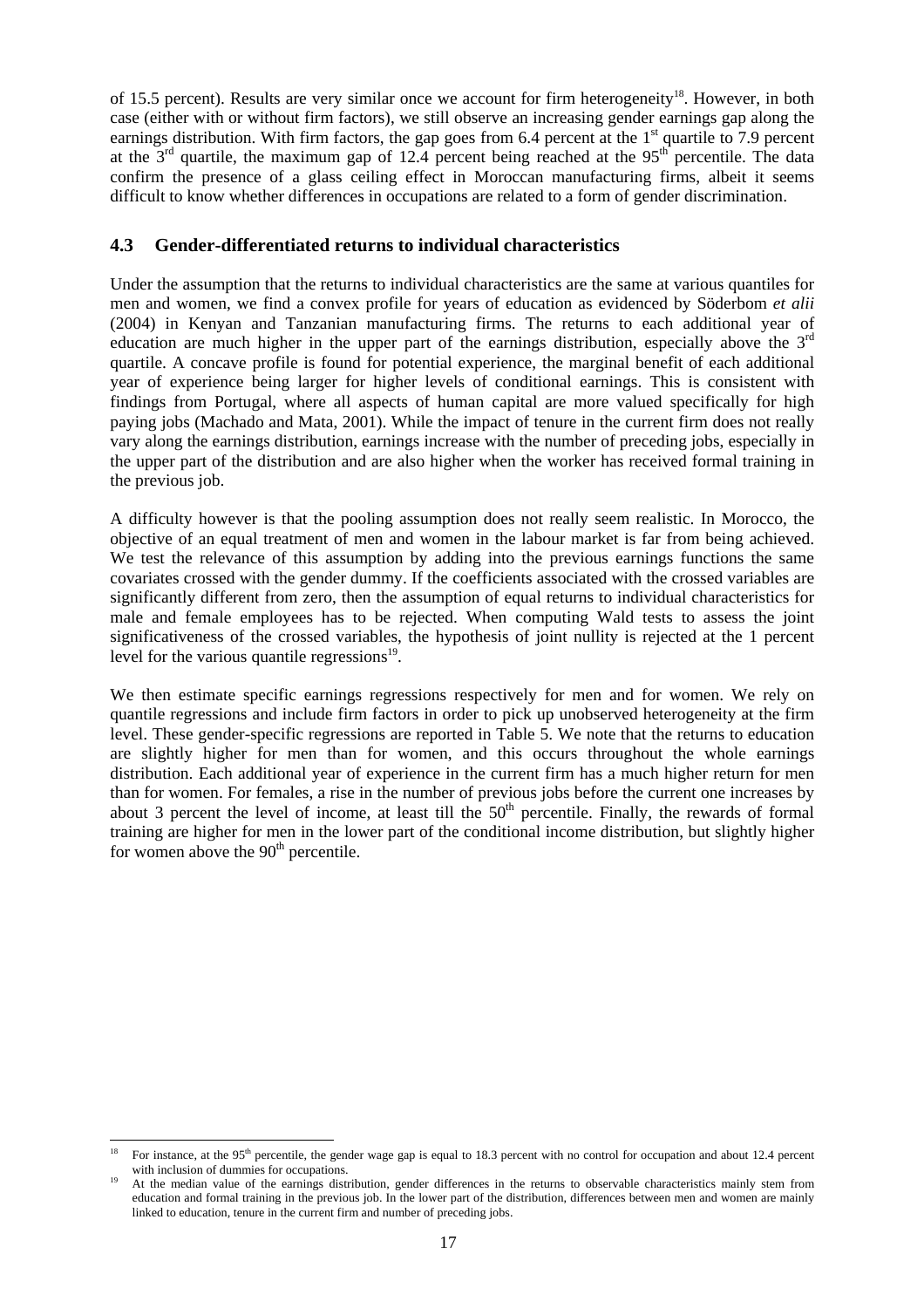of 15.5 percent). Results are very similar once we account for firm heterogeneity[18]. However, in both case (either with or without firm factors), we still observe an increasing gender earnings gap along the earnings distribution. With firm factors, the gap goes from 6.4 percent at the 1st quartile to 7.9 percent at the 3rd quartile, the maximum gap of 12.4 percent being reached at the 95th percentile. The data confirm the presence of a glass ceiling effect in Moroccan manufacturing firms, albeit it seems difficult to know whether differences in occupations are related to a form of gender discrimination.

### 4.3 Gender-differentiated returns to individual characteristics

Under the assumption that the returns to individual characteristics are the same at various quantiles for men and women, we find a convex profile for years of education as evidenced by Söderbom *et alii* (2004) in Kenyan and Tanzanian manufacturing firms. The returns to each additional year of education are much higher in the upper part of the earnings distribution, especially above the 3rd quartile. A concave profile is found for potential experience, the marginal benefit of each additional year of experience being larger for higher levels of conditional earnings. This is consistent with findings from Portugal, where all aspects of human capital are more valued specifically for high paying jobs (Machado and Mata, 2001). While the impact of tenure in the current firm does not really vary along the earnings distribution, earnings increase with the number of preceding jobs, especially in the upper part of the distribution and are also higher when the worker has received formal training in the previous job.

A difficulty however is that the pooling assumption does not really seem realistic. In Morocco, the objective of an equal treatment of men and women in the labour market is far from being achieved. We test the relevance of this assumption by adding into the previous earnings functions the same covariates crossed with the gender dummy. If the coefficients associated with the crossed variables are significantly different from zero, then the assumption of equal returns to individual characteristics for male and female employees has to be rejected. When computing Wald tests to assess the joint significativeness of the crossed variables, the hypothesis of joint nullity is rejected at the 1 percent level for the various quantile regressions[19].

We then estimate specific earnings regressions respectively for men and for women. We rely on quantile regressions and include firm factors in order to pick up unobserved heterogeneity at the firm level. These gender-specific regressions are reported in Table 5. We note that the returns to education are slightly higher for men than for women, and this occurs throughout the whole earnings distribution. Each additional year of experience in the current firm has a much higher return for men than for women. For females, a rise in the number of previous jobs before the current one increases by about 3 percent the level of income, at least till the 50th percentile. Finally, the rewards of formal training are higher for men in the lower part of the conditional income distribution, but slightly higher for women above the 90th percentile.

---

[18] For instance, at the 95th percentile, the gender wage gap is equal to 18.3 percent with no control for occupation and about 12.4 percent with inclusion of dummies for occupations.

[19] At the median value of the earnings distribution, gender differences in the returns to observable characteristics mainly stem from education and formal training in the previous job. In the lower part of the distribution, differences between men and women are mainly linked to education, tenure in the current firm and number of preceding jobs.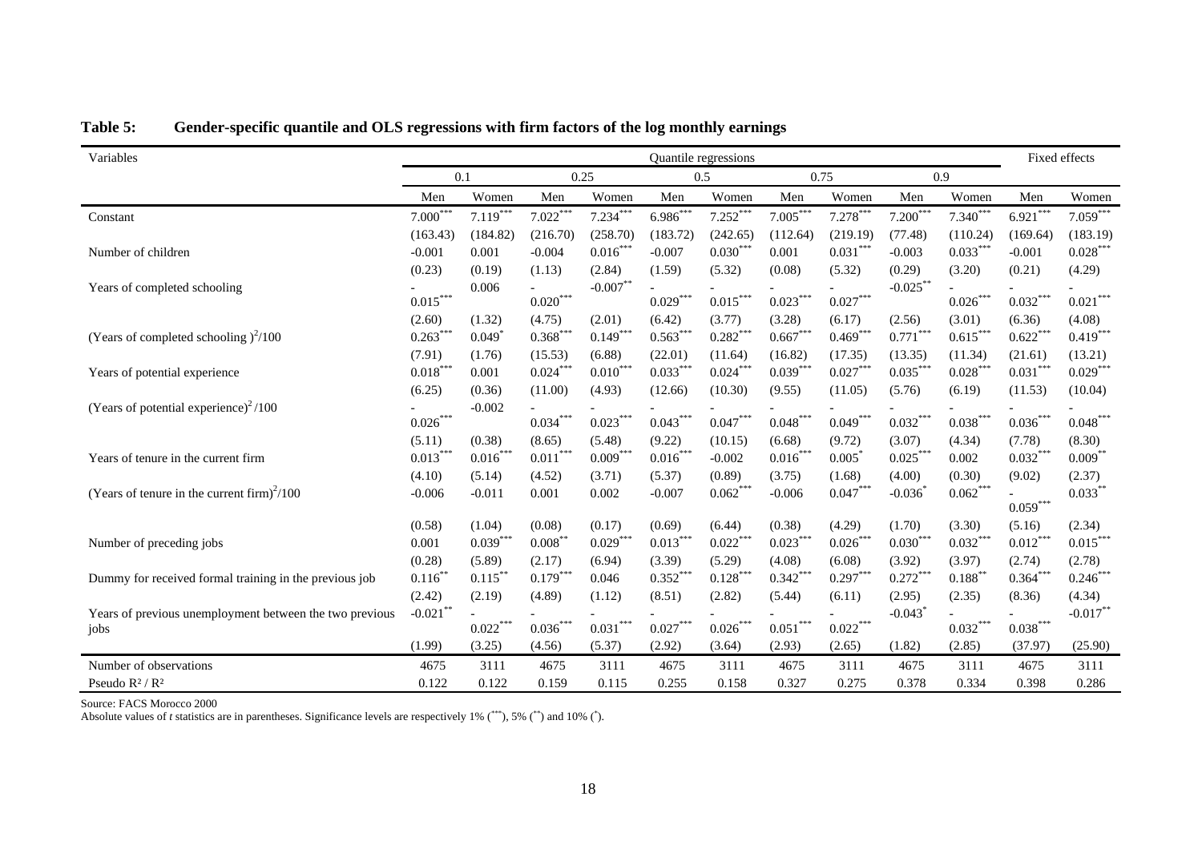**Table 5: Gender-specific quantile and OLS regressions with firm factors of the log monthly earnings**

| Variables | Quantile regressions | | | | | | | | | | Fixed effects | |
|---|---|---|---|---|---|---|---|---|---|---|---|---|
| | 0.1 | | 0.25 | | 0.5 | | 0.75 | | 0.9 | | | |
| | Men | Women | Men | Women | Men | Women | Men | Women | Men | Women | Men | Women |
| Constant | 7.000$^{***}$ | 7.119$^{***}$ | 7.022$^{***}$ | 7.234$^{***}$ | 6.986$^{***}$ | 7.252$^{***}$ | 7.005$^{***}$ | 7.278$^{***}$ | 7.200$^{***}$ | 7.340$^{***}$ | 6.921$^{***}$ | 7.059$^{***}$ |
| | (163.43) | (184.82) | (216.70) | (258.70) | (183.72) | (242.65) | (112.64) | (219.19) | (77.48) | (110.24) | (169.64) | (183.19) |
| Number of children | -0.001 | 0.001 | -0.004 | 0.016$^{***}$ | -0.007 | 0.030$^{***}$ | 0.001 | 0.031$^{***}$ | -0.003 | 0.033$^{***}$ | -0.001 | 0.028$^{***}$ |
| | (0.23) | (0.19) | (1.13) | (2.84) | (1.59) | (5.32) | (0.08) | (5.32) | (0.29) | (3.20) | (0.21) | (4.29) |
| Years of completed schooling | -0.015$^{***}$ | 0.006 | -0.020$^{***}$ | -0.007$^{**}$ | -0.029$^{***}$ | -0.015$^{***}$ | -0.023$^{***}$ | -0.027$^{***}$ | -0.025$^{**}$ | -0.026$^{***}$ | -0.032$^{***}$ | -0.021$^{***}$ |
| | (2.60) | (1.32) | (4.75) | (2.01) | (6.42) | (3.77) | (3.28) | (6.17) | (2.56) | (3.01) | (6.36) | (4.08) |
| (Years of completed schooling )$^2$/100 | 0.263$^{***}$ | 0.049$^{*}$ | 0.368$^{***}$ | 0.149$^{***}$ | 0.563$^{***}$ | 0.282$^{***}$ | 0.667$^{***}$ | 0.469$^{***}$ | 0.771$^{***}$ | 0.615$^{***}$ | 0.622$^{***}$ | 0.419$^{***}$ |
| | (7.91) | (1.76) | (15.53) | (6.88) | (22.01) | (11.64) | (16.82) | (17.35) | (13.35) | (11.34) | (21.61) | (13.21) |
| Years of potential experience | 0.018$^{***}$ | 0.001 | 0.024$^{***}$ | 0.010$^{***}$ | 0.033$^{***}$ | 0.024$^{***}$ | 0.039$^{***}$ | 0.027$^{***}$ | 0.035$^{***}$ | 0.028$^{***}$ | 0.031$^{***}$ | 0.029$^{***}$ |
| | (6.25) | (0.36) | (11.00) | (4.93) | (12.66) | (10.30) | (9.55) | (11.05) | (5.76) | (6.19) | (11.53) | (10.04) |
| (Years of potential experience)$^2$ /100 | -0.026$^{***}$ | -0.002 | -0.034$^{***}$ | -0.023$^{***}$ | -0.043$^{***}$ | -0.047$^{***}$ | -0.048$^{***}$ | -0.049$^{***}$ | -0.032$^{***}$ | -0.038$^{***}$ | -0.036$^{***}$ | -0.048$^{***}$ |
| | (5.11) | (0.38) | (8.65) | (5.48) | (9.22) | (10.15) | (6.68) | (9.72) | (3.07) | (4.34) | (7.78) | (8.30) |
| Years of tenure in the current firm | 0.013$^{***}$ | 0.016$^{***}$ | 0.011$^{***}$ | 0.009$^{***}$ | 0.016$^{***}$ | -0.002 | 0.016$^{***}$ | 0.005$^{*}$ | 0.025$^{***}$ | 0.002 | 0.032$^{***}$ | 0.009$^{**}$ |
| | (4.10) | (5.14) | (4.52) | (3.71) | (5.37) | (0.89) | (3.75) | (1.68) | (4.00) | (0.30) | (9.02) | (2.37) |
| (Years of tenure in the current firm)$^2$/100 | -0.006 | -0.011 | 0.001 | 0.002 | -0.007 | 0.062$^{***}$ | -0.006 | 0.047$^{***}$ | -0.036$^{*}$ | 0.062$^{***}$ | -0.059$^{***}$ | 0.033$^{**}$ |
| | (0.58) | (1.04) | (0.08) | (0.17) | (0.69) | (6.44) | (0.38) | (4.29) | (1.70) | (3.30) | (5.16) | (2.34) |
| Number of preceding jobs | 0.001 | 0.039$^{***}$ | 0.008$^{**}$ | 0.029$^{***}$ | 0.013$^{***}$ | 0.022$^{***}$ | 0.023$^{***}$ | 0.026$^{***}$ | 0.030$^{***}$ | 0.032$^{***}$ | 0.012$^{***}$ | 0.015$^{***}$ |
| | (0.28) | (5.89) | (2.17) | (6.94) | (3.39) | (5.29) | (4.08) | (6.08) | (3.92) | (3.97) | (2.74) | (2.78) |
| Dummy for received formal training in the previous job | 0.116$^{**}$ | 0.115$^{**}$ | 0.179$^{***}$ | 0.046 | 0.352$^{***}$ | 0.128$^{***}$ | 0.342$^{***}$ | 0.297$^{***}$ | 0.272$^{***}$ | 0.188$^{**}$ | 0.364$^{***}$ | 0.246$^{***}$ |
| | (2.42) | (2.19) | (4.89) | (1.12) | (8.51) | (2.82) | (5.44) | (6.11) | (2.95) | (2.35) | (8.36) | (4.34) |
| Years of previous unemployment between the two previous jobs | -0.021$^{**}$ | -0.022$^{***}$ | -0.036$^{***}$ | -0.031$^{***}$ | -0.027$^{***}$ | -0.026$^{***}$ | -0.051$^{***}$ | -0.022$^{***}$ | -0.043$^{*}$ | -0.032$^{***}$ | -0.038$^{***}$ | -0.017$^{**}$ |
| | (1.99) | (3.25) | (4.56) | (5.37) | (2.92) | (3.64) | (2.93) | (2.65) | (1.82) | (2.85) | (37.97) | (25.90) |
| Number of observations | 4675 | 3111 | 4675 | 3111 | 4675 | 3111 | 4675 | 3111 | 4675 | 3111 | 4675 | 3111 |
| Pseudo $R^2$ / $R^2$ | 0.122 | 0.122 | 0.159 | 0.115 | 0.255 | 0.158 | 0.327 | 0.275 | 0.378 | 0.334 | 0.398 | 0.286 |

Source: FACS Morocco 2000

Absolute values of *t* statistics are in parentheses. Significance levels are respectively 1% ($^{***}$), 5% ($^{**}$) and 10% ($^{*}$).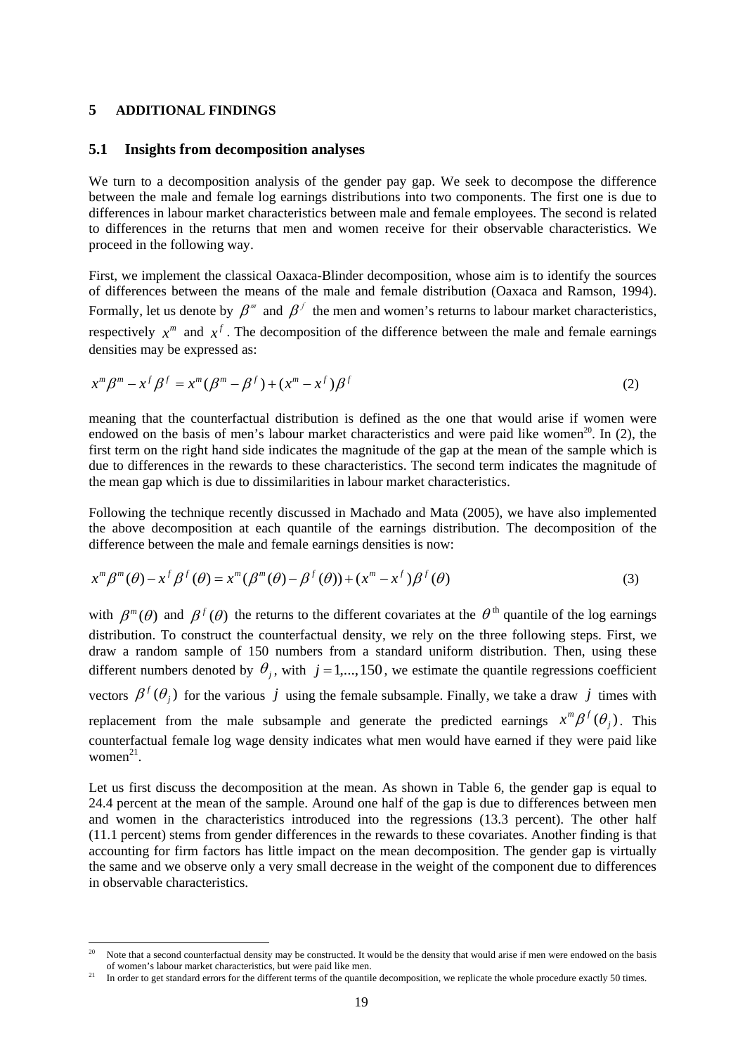## 5 ADDITIONAL FINDINGS

### 5.1 Insights from decomposition analyses

We turn to a decomposition analysis of the gender pay gap. We seek to decompose the difference between the male and female log earnings distributions into two components. The first one is due to differences in labour market characteristics between male and female employees. The second is related to differences in the returns that men and women receive for their observable characteristics. We proceed in the following way.

First, we implement the classical Oaxaca-Blinder decomposition, whose aim is to identify the sources of differences between the means of the male and female distribution (Oaxaca and Ramson, 1994). Formally, let us denote by $\beta^m$ and $\beta^f$ the men and women's returns to labour market characteristics, respectively $x^m$ and $x^f$. The decomposition of the difference between the male and female earnings densities may be expressed as:

$$x^m\beta^m - x^f\beta^f = x^m(\beta^m - \beta^f) + (x^m - x^f)\beta^f \tag{2}$$

meaning that the counterfactual distribution is defined as the one that would arise if women were endowed on the basis of men's labour market characteristics and were paid like women[20]. In (2), the first term on the right hand side indicates the magnitude of the gap at the mean of the sample which is due to differences in the rewards to these characteristics. The second term indicates the magnitude of the mean gap which is due to dissimilarities in labour market characteristics.

Following the technique recently discussed in Machado and Mata (2005), we have also implemented the above decomposition at each quantile of the earnings distribution. The decomposition of the difference between the male and female earnings densities is now:

$$x^m\beta^m(\theta) - x^f\beta^f(\theta) = x^m(\beta^m(\theta) - \beta^f(\theta)) + (x^m - x^f)\beta^f(\theta) \tag{3}$$

with $\beta^m(\theta)$ and $\beta^f(\theta)$ the returns to the different covariates at the $\theta^{\text{th}}$ quantile of the log earnings distribution. To construct the counterfactual density, we rely on the three following steps. First, we draw a random sample of 150 numbers from a standard uniform distribution. Then, using these different numbers denoted by $\theta_j$, with $j = 1,...,150$, we estimate the quantile regressions coefficient vectors $\beta^f(\theta_j)$ for the various $j$ using the female subsample. Finally, we take a draw $j$ times with replacement from the male subsample and generate the predicted earnings $x^m\beta^f(\theta_j)$. This counterfactual female log wage density indicates what men would have earned if they were paid like women[21].

Let us first discuss the decomposition at the mean. As shown in Table 6, the gender gap is equal to 24.4 percent at the mean of the sample. Around one half of the gap is due to differences between men and women in the characteristics introduced into the regressions (13.3 percent). The other half (11.1 percent) stems from gender differences in the rewards to these covariates. Another finding is that accounting for firm factors has little impact on the mean decomposition. The gender gap is virtually the same and we observe only a very small decrease in the weight of the component due to differences in observable characteristics.

---

[20] Note that a second counterfactual density may be constructed. It would be the density that would arise if men were endowed on the basis of women's labour market characteristics, but were paid like men.

[21] In order to get standard errors for the different terms of the quantile decomposition, we replicate the whole procedure exactly 50 times.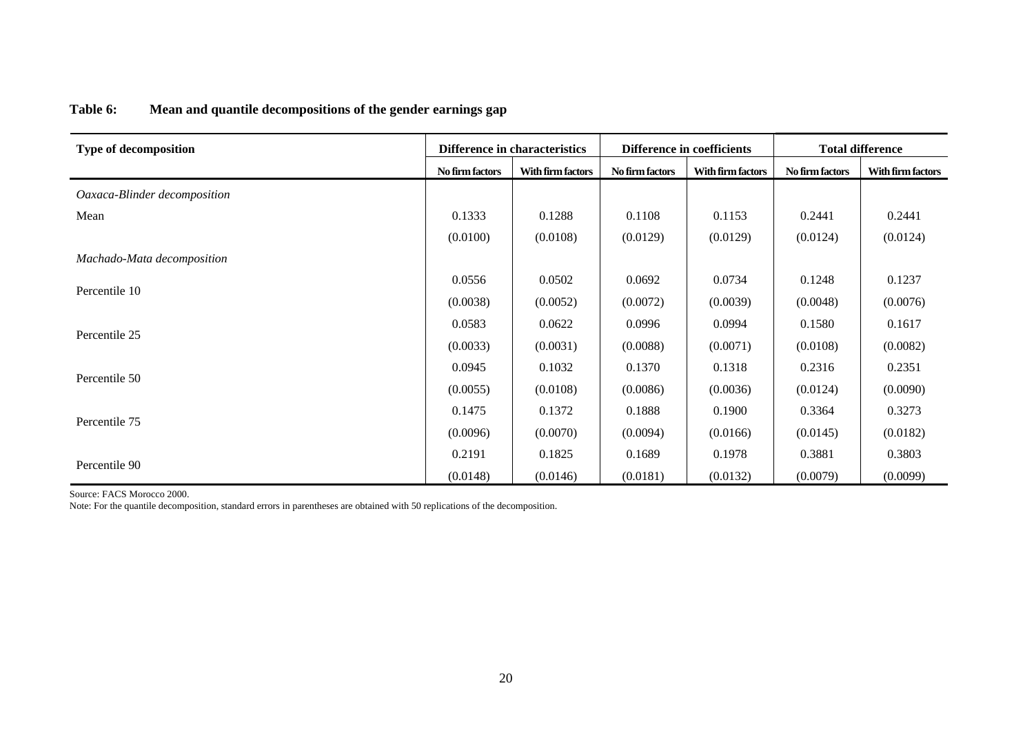**Table 6: Mean and quantile decompositions of the gender earnings gap**

| Type of decomposition | Difference in characteristics | | Difference in coefficients | | Total difference | |
|---|---|---|---|---|---|---|
| | No firm factors | With firm factors | No firm factors | With firm factors | No firm factors | With firm factors |
| *Oaxaca-Blinder decomposition* | | | | | | |
| Mean | 0.1333 | 0.1288 | 0.1108 | 0.1153 | 0.2441 | 0.2441 |
| | (0.0100) | (0.0108) | (0.0129) | (0.0129) | (0.0124) | (0.0124) |
| *Machado-Mata decomposition* | | | | | | |
| Percentile 10 | 0.0556 | 0.0502 | 0.0692 | 0.0734 | 0.1248 | 0.1237 |
| | (0.0038) | (0.0052) | (0.0072) | (0.0039) | (0.0048) | (0.0076) |
| Percentile 25 | 0.0583 | 0.0622 | 0.0996 | 0.0994 | 0.1580 | 0.1617 |
| | (0.0033) | (0.0031) | (0.0088) | (0.0071) | (0.0108) | (0.0082) |
| Percentile 50 | 0.0945 | 0.1032 | 0.1370 | 0.1318 | 0.2316 | 0.2351 |
| | (0.0055) | (0.0108) | (0.0086) | (0.0036) | (0.0124) | (0.0090) |
| Percentile 75 | 0.1475 | 0.1372 | 0.1888 | 0.1900 | 0.3364 | 0.3273 |
| | (0.0096) | (0.0070) | (0.0094) | (0.0166) | (0.0145) | (0.0182) |
| Percentile 90 | 0.2191 | 0.1825 | 0.1689 | 0.1978 | 0.3881 | 0.3803 |
| | (0.0148) | (0.0146) | (0.0181) | (0.0132) | (0.0079) | (0.0099) |

Source: FACS Morocco 2000.

Note: For the quantile decomposition, standard errors in parentheses are obtained with 50 replications of the decomposition.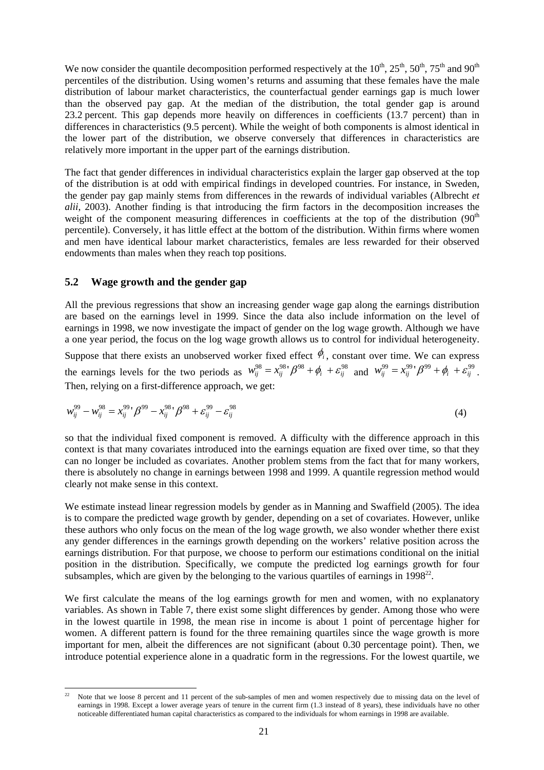We now consider the quantile decomposition performed respectively at the $10^{th}$, $25^{th}$, $50^{th}$, $75^{th}$ and $90^{th}$ percentiles of the distribution. Using women's returns and assuming that these females have the male distribution of labour market characteristics, the counterfactual gender earnings gap is much lower than the observed pay gap. At the median of the distribution, the total gender gap is around 23.2 percent. This gap depends more heavily on differences in coefficients (13.7 percent) than in differences in characteristics (9.5 percent). While the weight of both components is almost identical in the lower part of the distribution, we observe conversely that differences in characteristics are relatively more important in the upper part of the earnings distribution.

The fact that gender differences in individual characteristics explain the larger gap observed at the top of the distribution is at odd with empirical findings in developed countries. For instance, in Sweden, the gender pay gap mainly stems from differences in the rewards of individual variables (Albrecht *et alii*, 2003). Another finding is that introducing the firm factors in the decomposition increases the weight of the component measuring differences in coefficients at the top of the distribution ($90^{th}$ percentile). Conversely, it has little effect at the bottom of the distribution. Within firms where women and men have identical labour market characteristics, females are less rewarded for their observed endowments than males when they reach top positions.

## 5.2 Wage growth and the gender gap

All the previous regressions that show an increasing gender wage gap along the earnings distribution are based on the earnings level in 1999. Since the data also include information on the level of earnings in 1998, we now investigate the impact of gender on the log wage growth. Although we have a one year period, the focus on the log wage growth allows us to control for individual heterogeneity. Suppose that there exists an unobserved worker fixed effect $\phi_i$, constant over time. We can express the earnings levels for the two periods as $w_{ij}^{98} = x_{ij}^{98}{'}\beta^{98} + \phi_i + \varepsilon_{ij}^{98}$ and $w_{ij}^{99} = x_{ij}^{99}{'}\beta^{99} + \phi_i + \varepsilon_{ij}^{99}$. Then, relying on a first-difference approach, we get:

$$w_{ij}^{99} - w_{ij}^{98} = x_{ij}^{99}{'}\beta^{99} - x_{ij}^{98}{'}\beta^{98} + \varepsilon_{ij}^{99} - \varepsilon_{ij}^{98} \tag{4}$$

so that the individual fixed component is removed. A difficulty with the difference approach in this context is that many covariates introduced into the earnings equation are fixed over time, so that they can no longer be included as covariates. Another problem stems from the fact that for many workers, there is absolutely no change in earnings between 1998 and 1999. A quantile regression method would clearly not make sense in this context.

We estimate instead linear regression models by gender as in Manning and Swaffield (2005). The idea is to compare the predicted wage growth by gender, depending on a set of covariates. However, unlike these authors who only focus on the mean of the log wage growth, we also wonder whether there exist any gender differences in the earnings growth depending on the workers' relative position across the earnings distribution. For that purpose, we choose to perform our estimations conditional on the initial position in the distribution. Specifically, we compute the predicted log earnings growth for four subsamples, which are given by the belonging to the various quartiles of earnings in 1998[22].

We first calculate the means of the log earnings growth for men and women, with no explanatory variables. As shown in Table 7, there exist some slight differences by gender. Among those who were in the lowest quartile in 1998, the mean rise in income is about 1 point of percentage higher for women. A different pattern is found for the three remaining quartiles since the wage growth is more important for men, albeit the differences are not significant (about 0.30 percentage point). Then, we introduce potential experience alone in a quadratic form in the regressions. For the lowest quartile, we

[22] Note that we loose 8 percent and 11 percent of the sub-samples of men and women respectively due to missing data on the level of earnings in 1998. Except a lower average years of tenure in the current firm (1.3 instead of 8 years), these individuals have no other noticeable differentiated human capital characteristics as compared to the individuals for whom earnings in 1998 are available.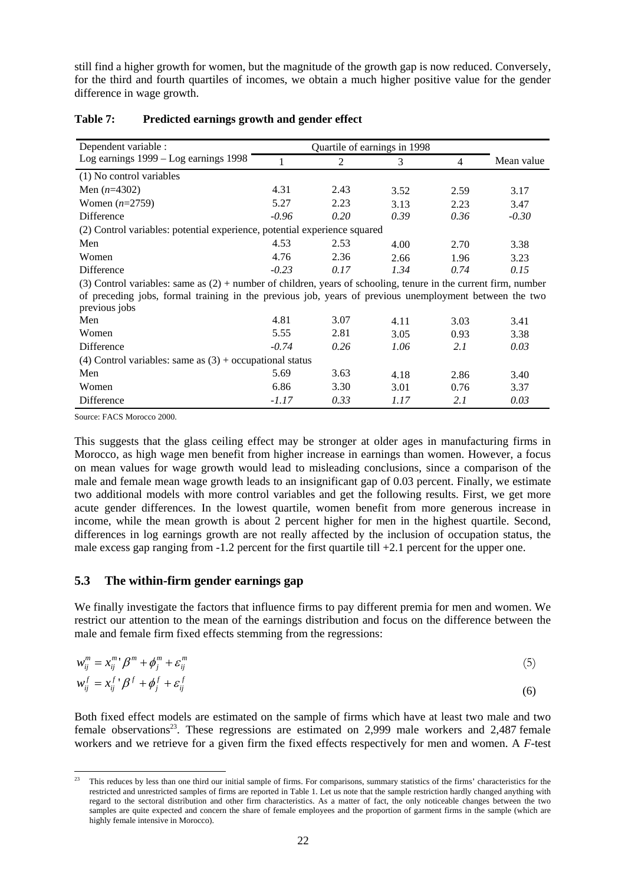still find a higher growth for women, but the magnitude of the growth gap is now reduced. Conversely, for the third and fourth quartiles of incomes, we obtain a much higher positive value for the gender difference in wage growth.

**Table 7: Predicted earnings growth and gender effect**

| Dependent variable : Log earnings 1999 – Log earnings 1998 | Quartile of earnings in 1998 | | | | Mean value |
|---|---|---|---|---|---|
| | 1 | 2 | 3 | 4 | |
| (1) No control variables | | | | | |
| Men ($n$=4302) | 4.31 | 2.43 | 3.52 | 2.59 | 3.17 |
| Women ($n$=2759) | 5.27 | 2.23 | 3.13 | 2.23 | 3.47 |
| Difference | *-0.96* | *0.20* | *0.39* | *0.36* | *-0.30* |
| (2) Control variables: potential experience, potential experience squared | | | | | |
| Men | 4.53 | 2.53 | 4.00 | 2.70 | 3.38 |
| Women | 4.76 | 2.36 | 2.66 | 1.96 | 3.23 |
| Difference | *-0.23* | *0.17* | *1.34* | *0.74* | *0.15* |
| (3) Control variables: same as (2) + number of children, years of schooling, tenure in the current firm, number of preceding jobs, formal training in the previous job, years of previous unemployment between the two previous jobs | | | | | |
| Men | 4.81 | 3.07 | 4.11 | 3.03 | 3.41 |
| Women | 5.55 | 2.81 | 3.05 | 0.93 | 3.38 |
| Difference | *-0.74* | *0.26* | *1.06* | *2.1* | *0.03* |
| (4) Control variables: same as (3) + occupational status | | | | | |
| Men | 5.69 | 3.63 | 4.18 | 2.86 | 3.40 |
| Women | 6.86 | 3.30 | 3.01 | 0.76 | 3.37 |
| Difference | *-1.17* | *0.33* | *1.17* | *2.1* | *0.03* |

Source: FACS Morocco 2000.

This suggests that the glass ceiling effect may be stronger at older ages in manufacturing firms in Morocco, as high wage men benefit from higher increase in earnings than women. However, a focus on mean values for wage growth would lead to misleading conclusions, since a comparison of the male and female mean wage growth leads to an insignificant gap of 0.03 percent. Finally, we estimate two additional models with more control variables and get the following results. First, we get more acute gender differences. In the lowest quartile, women benefit from more generous increase in income, while the mean growth is about 2 percent higher for men in the highest quartile. Second, differences in log earnings growth are not really affected by the inclusion of occupation status, the male excess gap ranging from -1.2 percent for the first quartile till +2.1 percent for the upper one.

## 5.3 The within-firm gender earnings gap

We finally investigate the factors that influence firms to pay different premia for men and women. We restrict our attention to the mean of the earnings distribution and focus on the difference between the male and female firm fixed effects stemming from the regressions:

$$w_{ij}^m = x_{ij}^{m\,\prime} \beta^m + \phi_j^m + \varepsilon_{ij}^m \tag{5}$$

$$w_{ij}^f = x_{ij}^{f\,\prime} \beta^f + \phi_j^f + \varepsilon_{ij}^f \tag{6}$$

Both fixed effect models are estimated on the sample of firms which have at least two male and two female observations[23]. These regressions are estimated on 2,999 male workers and 2,487 female workers and we retrieve for a given firm the fixed effects respectively for men and women. A *F*-test

[23] This reduces by less than one third our initial sample of firms. For comparisons, summary statistics of the firms' characteristics for the restricted and unrestricted samples of firms are reported in Table 1. Let us note that the sample restriction hardly changed anything with regard to the sectoral distribution and other firm characteristics. As a matter of fact, the only noticeable changes between the two samples are quite expected and concern the share of female employees and the proportion of garment firms in the sample (which are highly female intensive in Morocco).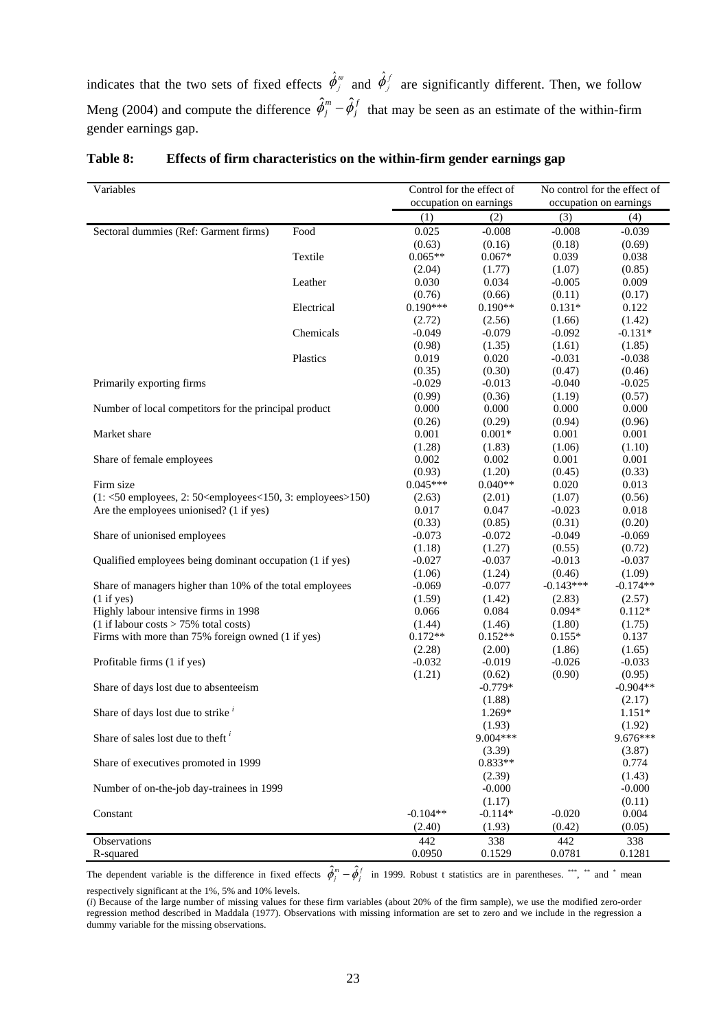indicates that the two sets of fixed effects $\hat{\phi}_j^m$ and $\hat{\phi}_j^f$ are significantly different. Then, we follow Meng (2004) and compute the difference $\hat{\phi}_j^m - \hat{\phi}_j^f$ that may be seen as an estimate of the within-firm gender earnings gap.

**Table 8: Effects of firm characteristics on the within-firm gender earnings gap**

| Variables | | Control for the effect of occupation on earnings | | No control for the effect of occupation on earnings | |
|---|---|---|---|---|---|
| | | (1) | (2) | (3) | (4) |
| Sectoral dummies (Ref: Garment firms) | Food | 0.025 | -0.008 | -0.008 | -0.039 |
| | | (0.63) | (0.16) | (0.18) | (0.69) |
| | Textile | 0.065** | 0.067* | 0.039 | 0.038 |
| | | (2.04) | (1.77) | (1.07) | (0.85) |
| | Leather | 0.030 | 0.034 | -0.005 | 0.009 |
| | | (0.76) | (0.66) | (0.11) | (0.17) |
| | Electrical | 0.190*** | 0.190** | 0.131* | 0.122 |
| | | (2.72) | (2.56) | (1.66) | (1.42) |
| | Chemicals | -0.049 | -0.079 | -0.092 | -0.131* |
| | | (0.98) | (1.35) | (1.61) | (1.85) |
| | Plastics | 0.019 | 0.020 | -0.031 | -0.038 |
| | | (0.35) | (0.30) | (0.47) | (0.46) |
| Primarily exporting firms | | -0.029 | -0.013 | -0.040 | -0.025 |
| | | (0.99) | (0.36) | (1.19) | (0.57) |
| Number of local competitors for the principal product | | 0.000 | 0.000 | 0.000 | 0.000 |
| | | (0.26) | (0.29) | (0.94) | (0.96) |
| Market share | | 0.001 | 0.001* | 0.001 | 0.001 |
| | | (1.28) | (1.83) | (1.06) | (1.10) |
| Share of female employees | | 0.002 | 0.002 | 0.001 | 0.001 |
| | | (0.93) | (1.20) | (0.45) | (0.33) |
| Firm size (1: <50 employees, 2: 50<employees<150, 3: employees>150) | | 0.045*** | 0.040** | 0.020 | 0.013 |
| | | (2.63) | (2.01) | (1.07) | (0.56) |
| Are the employees unionised? (1 if yes) | | 0.017 | 0.047 | -0.023 | 0.018 |
| | | (0.33) | (0.85) | (0.31) | (0.20) |
| Share of unionised employees | | -0.073 | -0.072 | -0.049 | -0.069 |
| | | (1.18) | (1.27) | (0.55) | (0.72) |
| Qualified employees being dominant occupation (1 if yes) | | -0.027 | -0.037 | -0.013 | -0.037 |
| | | (1.06) | (1.24) | (0.46) | (1.09) |
| Share of managers higher than 10% of the total employees (1 if yes) | | -0.069 | -0.077 | -0.143*** | -0.174** |
| | | (1.59) | (1.42) | (2.83) | (2.57) |
| Highly labour intensive firms in 1998 (1 if labour costs > 75% total costs) | | 0.066 | 0.084 | 0.094* | 0.112* |
| | | (1.44) | (1.46) | (1.80) | (1.75) |
| Firms with more than 75% foreign owned (1 if yes) | | 0.172** | 0.152** | 0.155* | 0.137 |
| | | (2.28) | (2.00) | (1.86) | (1.65) |
| Profitable firms (1 if yes) | | -0.032 | -0.019 | -0.026 | -0.033 |
| | | (1.21) | (0.62) | (0.90) | (0.95) |
| Share of days lost due to absenteeism | | | -0.779* | | -0.904** |
| | | | (1.88) | | (2.17) |
| Share of days lost due to strike $^i$ | | | 1.269* | | 1.151* |
| | | | (1.93) | | (1.92) |
| Share of sales lost due to theft $^i$ | | | 9.004*** | | 9.676*** |
| | | | (3.39) | | (3.87) |
| Share of executives promoted in 1999 | | | 0.833** | | 0.774 |
| | | | (2.39) | | (1.43) |
| Number of on-the-job day-trainees in 1999 | | | -0.000 | | -0.000 |
| | | | (1.17) | | (0.11) |
| Constant | | -0.104** | -0.114* | -0.020 | 0.004 |
| | | (2.40) | (1.93) | (0.42) | (0.05) |
| Observations | | 442 | 338 | 442 | 338 |
| R-squared | | 0.0950 | 0.1529 | 0.0781 | 0.1281 |

The dependent variable is the difference in fixed effects $\hat{\phi}_j^m - \hat{\phi}_j^f$ in 1999. Robust t statistics are in parentheses. ***, ** and * mean respectively significant at the 1%, 5% and 10% levels.

($i$) Because of the large number of missing values for these firm variables (about 20% of the firm sample), we use the modified zero-order regression method described in Maddala (1977). Observations with missing information are set to zero and we include in the regression a dummy variable for the missing observations.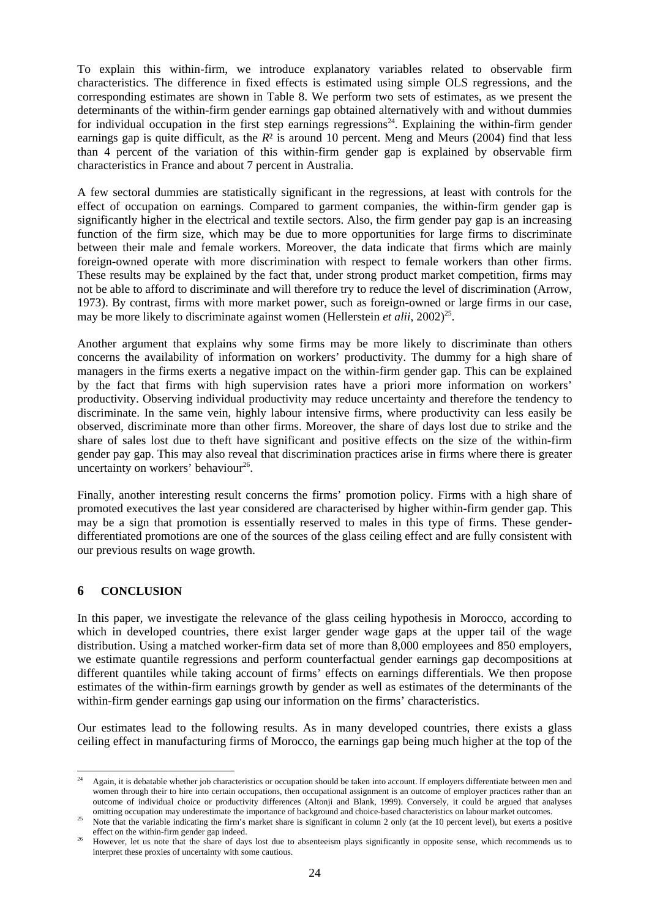To explain this within-firm, we introduce explanatory variables related to observable firm characteristics. The difference in fixed effects is estimated using simple OLS regressions, and the corresponding estimates are shown in Table 8. We perform two sets of estimates, as we present the determinants of the within-firm gender earnings gap obtained alternatively with and without dummies for individual occupation in the first step earnings regressions[24]. Explaining the within-firm gender earnings gap is quite difficult, as the $R^2$ is around 10 percent. Meng and Meurs (2004) find that less than 4 percent of the variation of this within-firm gender gap is explained by observable firm characteristics in France and about 7 percent in Australia.

A few sectoral dummies are statistically significant in the regressions, at least with controls for the effect of occupation on earnings. Compared to garment companies, the within-firm gender gap is significantly higher in the electrical and textile sectors. Also, the firm gender pay gap is an increasing function of the firm size, which may be due to more opportunities for large firms to discriminate between their male and female workers. Moreover, the data indicate that firms which are mainly foreign-owned operate with more discrimination with respect to female workers than other firms. These results may be explained by the fact that, under strong product market competition, firms may not be able to afford to discriminate and will therefore try to reduce the level of discrimination (Arrow, 1973). By contrast, firms with more market power, such as foreign-owned or large firms in our case, may be more likely to discriminate against women (Hellerstein *et alii*, 2002)[25].

Another argument that explains why some firms may be more likely to discriminate than others concerns the availability of information on workers' productivity. The dummy for a high share of managers in the firms exerts a negative impact on the within-firm gender gap. This can be explained by the fact that firms with high supervision rates have a priori more information on workers' productivity. Observing individual productivity may reduce uncertainty and therefore the tendency to discriminate. In the same vein, highly labour intensive firms, where productivity can less easily be observed, discriminate more than other firms. Moreover, the share of days lost due to strike and the share of sales lost due to theft have significant and positive effects on the size of the within-firm gender pay gap. This may also reveal that discrimination practices arise in firms where there is greater uncertainty on workers' behaviour[26].

Finally, another interesting result concerns the firms' promotion policy. Firms with a high share of promoted executives the last year considered are characterised by higher within-firm gender gap. This may be a sign that promotion is essentially reserved to males in this type of firms. These gender-differentiated promotions are one of the sources of the glass ceiling effect and are fully consistent with our previous results on wage growth.

## 6 CONCLUSION

In this paper, we investigate the relevance of the glass ceiling hypothesis in Morocco, according to which in developed countries, there exist larger gender wage gaps at the upper tail of the wage distribution. Using a matched worker-firm data set of more than 8,000 employees and 850 employers, we estimate quantile regressions and perform counterfactual gender earnings gap decompositions at different quantiles while taking account of firms' effects on earnings differentials. We then propose estimates of the within-firm earnings growth by gender as well as estimates of the determinants of the within-firm gender earnings gap using our information on the firms' characteristics.

Our estimates lead to the following results. As in many developed countries, there exists a glass ceiling effect in manufacturing firms of Morocco, the earnings gap being much higher at the top of the

---

[24] Again, it is debatable whether job characteristics or occupation should be taken into account. If employers differentiate between men and women through their to hire into certain occupations, then occupational assignment is an outcome of employer practices rather than an outcome of individual choice or productivity differences (Altonji and Blank, 1999). Conversely, it could be argued that analyses omitting occupation may underestimate the importance of background and choice-based characteristics on labour market outcomes.

[25] Note that the variable indicating the firm's market share is significant in column 2 only (at the 10 percent level), but exerts a positive effect on the within-firm gender gap indeed.

[26] However, let us note that the share of days lost due to absenteeism plays significantly in opposite sense, which recommends us to interpret these proxies of uncertainty with some cautious.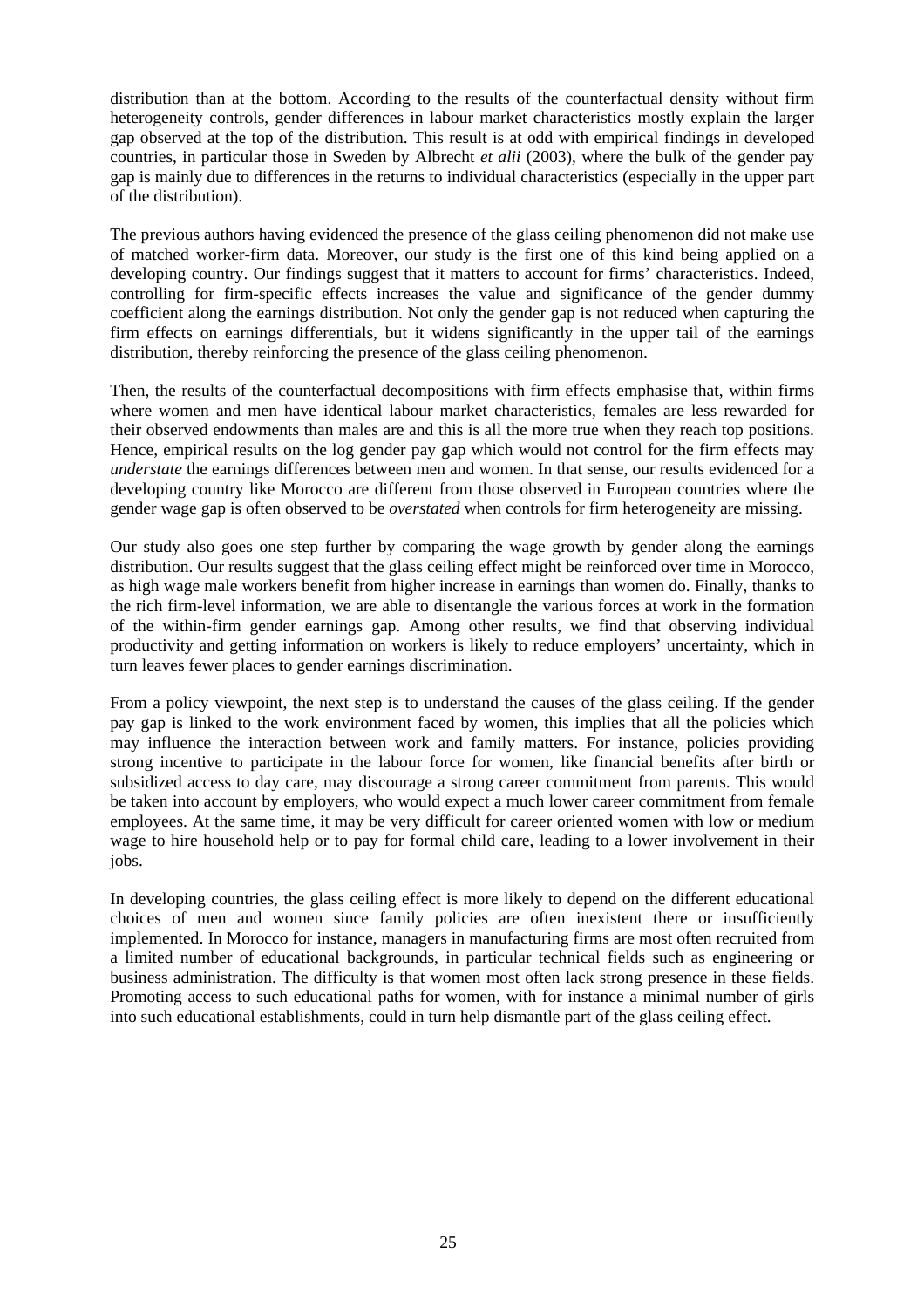distribution than at the bottom. According to the results of the counterfactual density without firm heterogeneity controls, gender differences in labour market characteristics mostly explain the larger gap observed at the top of the distribution. This result is at odd with empirical findings in developed countries, in particular those in Sweden by Albrecht *et alii* (2003), where the bulk of the gender pay gap is mainly due to differences in the returns to individual characteristics (especially in the upper part of the distribution).

The previous authors having evidenced the presence of the glass ceiling phenomenon did not make use of matched worker-firm data. Moreover, our study is the first one of this kind being applied on a developing country. Our findings suggest that it matters to account for firms' characteristics. Indeed, controlling for firm-specific effects increases the value and significance of the gender dummy coefficient along the earnings distribution. Not only the gender gap is not reduced when capturing the firm effects on earnings differentials, but it widens significantly in the upper tail of the earnings distribution, thereby reinforcing the presence of the glass ceiling phenomenon.

Then, the results of the counterfactual decompositions with firm effects emphasise that, within firms where women and men have identical labour market characteristics, females are less rewarded for their observed endowments than males are and this is all the more true when they reach top positions. Hence, empirical results on the log gender pay gap which would not control for the firm effects may *understate* the earnings differences between men and women. In that sense, our results evidenced for a developing country like Morocco are different from those observed in European countries where the gender wage gap is often observed to be *overstated* when controls for firm heterogeneity are missing.

Our study also goes one step further by comparing the wage growth by gender along the earnings distribution. Our results suggest that the glass ceiling effect might be reinforced over time in Morocco, as high wage male workers benefit from higher increase in earnings than women do. Finally, thanks to the rich firm-level information, we are able to disentangle the various forces at work in the formation of the within-firm gender earnings gap. Among other results, we find that observing individual productivity and getting information on workers is likely to reduce employers' uncertainty, which in turn leaves fewer places to gender earnings discrimination.

From a policy viewpoint, the next step is to understand the causes of the glass ceiling. If the gender pay gap is linked to the work environment faced by women, this implies that all the policies which may influence the interaction between work and family matters. For instance, policies providing strong incentive to participate in the labour force for women, like financial benefits after birth or subsidized access to day care, may discourage a strong career commitment from parents. This would be taken into account by employers, who would expect a much lower career commitment from female employees. At the same time, it may be very difficult for career oriented women with low or medium wage to hire household help or to pay for formal child care, leading to a lower involvement in their jobs.

In developing countries, the glass ceiling effect is more likely to depend on the different educational choices of men and women since family policies are often inexistent there or insufficiently implemented. In Morocco for instance, managers in manufacturing firms are most often recruited from a limited number of educational backgrounds, in particular technical fields such as engineering or business administration. The difficulty is that women most often lack strong presence in these fields. Promoting access to such educational paths for women, with for instance a minimal number of girls into such educational establishments, could in turn help dismantle part of the glass ceiling effect.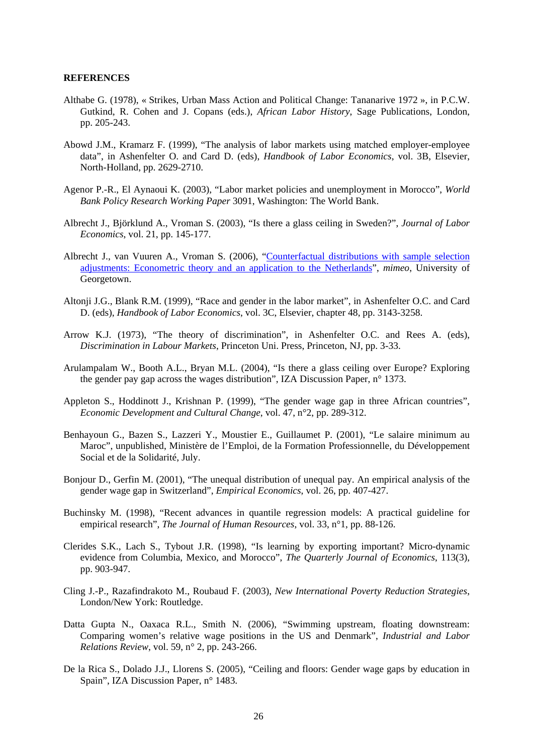**REFERENCES**

Althabe G. (1978), « Strikes, Urban Mass Action and Political Change: Tananarive 1972 », in P.C.W. Gutkind, R. Cohen and J. Copans (eds.), *African Labor History*, Sage Publications, London, pp. 205-243.

Abowd J.M., Kramarz F. (1999), "The analysis of labor markets using matched employer-employee data", in Ashenfelter O. and Card D. (eds), *Handbook of Labor Economics*, vol. 3B, Elsevier, North-Holland, pp. 2629-2710.

Agenor P.-R., El Aynaoui K. (2003), "Labor market policies and unemployment in Morocco", *World Bank Policy Research Working Paper* 3091, Washington: The World Bank.

Albrecht J., Björklund A., Vroman S. (2003), "Is there a glass ceiling in Sweden?", *Journal of Labor Economics*, vol. 21, pp. 145-177.

Albrecht J., van Vuuren A., Vroman S. (2006), "Counterfactual distributions with sample selection adjustments: Econometric theory and an application to the Netherlands", *mimeo*, University of Georgetown.

Altonji J.G., Blank R.M. (1999), "Race and gender in the labor market", in Ashenfelter O.C. and Card D. (eds), *Handbook of Labor Economics*, vol. 3C, Elsevier, chapter 48, pp. 3143-3258.

Arrow K.J. (1973), "The theory of discrimination", in Ashenfelter O.C. and Rees A. (eds), *Discrimination in Labour Markets*, Princeton Uni. Press, Princeton, NJ, pp. 3-33.

Arulampalam W., Booth A.L., Bryan M.L. (2004), "Is there a glass ceiling over Europe? Exploring the gender pay gap across the wages distribution", IZA Discussion Paper, n° 1373.

Appleton S., Hoddinott J., Krishnan P. (1999), "The gender wage gap in three African countries", *Economic Development and Cultural Change*, vol. 47, n°2, pp. 289-312.

Benhayoun G., Bazen S., Lazzeri Y., Moustier E., Guillaumet P. (2001), "Le salaire minimum au Maroc", unpublished, Ministère de l'Emploi, de la Formation Professionnelle, du Développement Social et de la Solidarité, July.

Bonjour D., Gerfin M. (2001), "The unequal distribution of unequal pay. An empirical analysis of the gender wage gap in Switzerland", *Empirical Economics*, vol. 26, pp. 407-427.

Buchinsky M. (1998), "Recent advances in quantile regression models: A practical guideline for empirical research", *The Journal of Human Resources*, vol. 33, n°1, pp. 88-126.

Clerides S.K., Lach S., Tybout J.R. (1998), "Is learning by exporting important? Micro-dynamic evidence from Columbia, Mexico, and Morocco", *The Quarterly Journal of Economics*, 113(3), pp. 903-947.

Cling J.-P., Razafindrakoto M., Roubaud F. (2003), *New International Poverty Reduction Strategies*, London/New York: Routledge.

Datta Gupta N., Oaxaca R.L., Smith N. (2006), "Swimming upstream, floating downstream: Comparing women's relative wage positions in the US and Denmark", *Industrial and Labor Relations Review*, vol. 59, n° 2, pp. 243-266.

De la Rica S., Dolado J.J., Llorens S. (2005), "Ceiling and floors: Gender wage gaps by education in Spain", IZA Discussion Paper, n° 1483.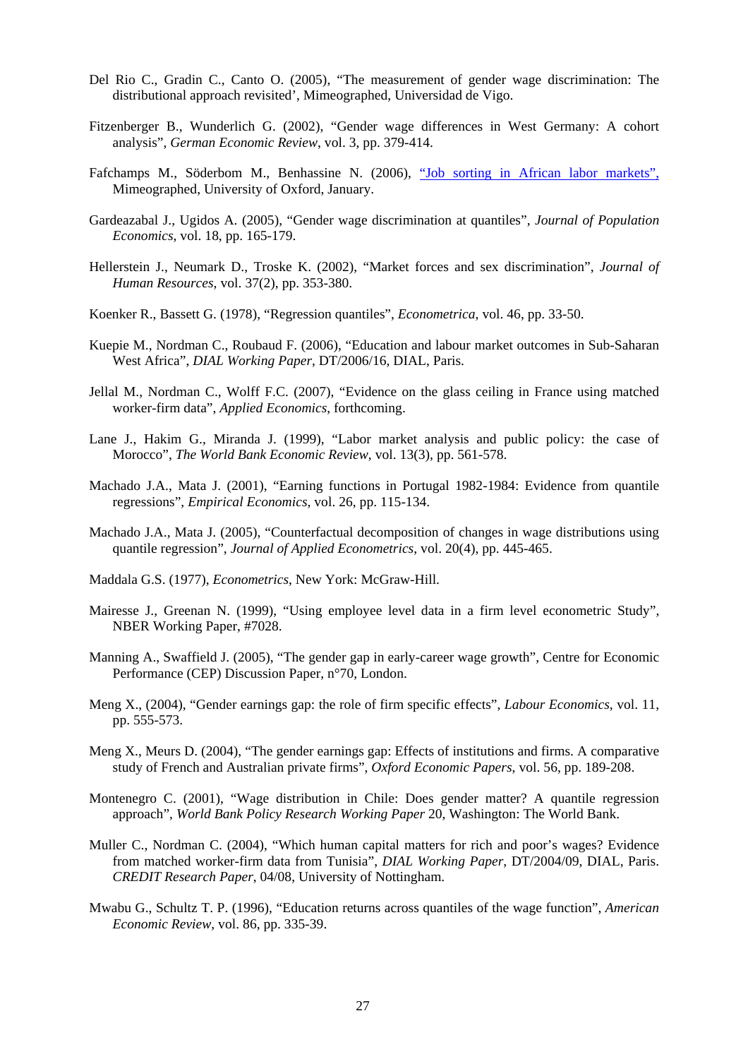Del Rio C., Gradin C., Canto O. (2005), "The measurement of gender wage discrimination: The distributional approach revisited', Mimeographed, Universidad de Vigo.

Fitzenberger B., Wunderlich G. (2002), "Gender wage differences in West Germany: A cohort analysis", *German Economic Review*, vol. 3, pp. 379-414.

Fafchamps M., Söderbom M., Benhassine N. (2006), "Job sorting in African labor markets", Mimeographed, University of Oxford, January.

Gardeazabal J., Ugidos A. (2005), "Gender wage discrimination at quantiles", *Journal of Population Economics*, vol. 18, pp. 165-179.

Hellerstein J., Neumark D., Troske K. (2002), "Market forces and sex discrimination", *Journal of Human Resources*, vol. 37(2), pp. 353-380.

Koenker R., Bassett G. (1978), "Regression quantiles", *Econometrica*, vol. 46, pp. 33-50.

Kuepie M., Nordman C., Roubaud F. (2006), "Education and labour market outcomes in Sub-Saharan West Africa", *DIAL Working Paper*, DT/2006/16, DIAL, Paris.

Jellal M., Nordman C., Wolff F.C. (2007), "Evidence on the glass ceiling in France using matched worker-firm data", *Applied Economics*, forthcoming.

Lane J., Hakim G., Miranda J. (1999), "Labor market analysis and public policy: the case of Morocco", *The World Bank Economic Review*, vol. 13(3), pp. 561-578.

Machado J.A., Mata J. (2001), "Earning functions in Portugal 1982-1984: Evidence from quantile regressions", *Empirical Economics*, vol. 26, pp. 115-134.

Machado J.A., Mata J. (2005), "Counterfactual decomposition of changes in wage distributions using quantile regression", *Journal of Applied Econometrics*, vol. 20(4), pp. 445-465.

Maddala G.S. (1977), *Econometrics*, New York: McGraw-Hill.

Mairesse J., Greenan N. (1999), "Using employee level data in a firm level econometric Study", NBER Working Paper, #7028.

Manning A., Swaffield J. (2005), "The gender gap in early-career wage growth", Centre for Economic Performance (CEP) Discussion Paper, n°70, London.

Meng X., (2004), "Gender earnings gap: the role of firm specific effects", *Labour Economics*, vol. 11, pp. 555-573.

Meng X., Meurs D. (2004), "The gender earnings gap: Effects of institutions and firms. A comparative study of French and Australian private firms", *Oxford Economic Papers*, vol. 56, pp. 189-208.

Montenegro C. (2001), "Wage distribution in Chile: Does gender matter? A quantile regression approach", *World Bank Policy Research Working Paper* 20, Washington: The World Bank.

Muller C., Nordman C. (2004), "Which human capital matters for rich and poor's wages? Evidence from matched worker-firm data from Tunisia", *DIAL Working Paper*, DT/2004/09, DIAL, Paris. *CREDIT Research Paper*, 04/08, University of Nottingham.

Mwabu G., Schultz T. P. (1996), "Education returns across quantiles of the wage function", *American Economic Review*, vol. 86, pp. 335-39.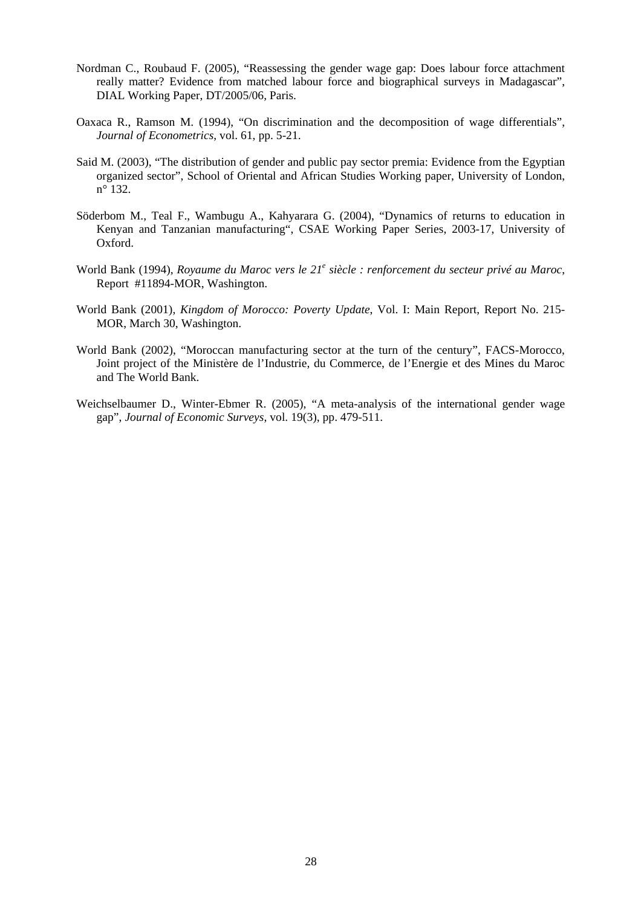Nordman C., Roubaud F. (2005), "Reassessing the gender wage gap: Does labour force attachment really matter? Evidence from matched labour force and biographical surveys in Madagascar", DIAL Working Paper, DT/2005/06, Paris.

Oaxaca R., Ramson M. (1994), "On discrimination and the decomposition of wage differentials", *Journal of Econometrics*, vol. 61, pp. 5-21.

Said M. (2003), "The distribution of gender and public pay sector premia: Evidence from the Egyptian organized sector", School of Oriental and African Studies Working paper, University of London, n° 132.

Söderbom M., Teal F., Wambugu A., Kahyarara G. (2004), "Dynamics of returns to education in Kenyan and Tanzanian manufacturing", CSAE Working Paper Series, 2003-17, University of Oxford.

World Bank (1994), *Royaume du Maroc vers le 21e siècle : renforcement du secteur privé au Maroc*, Report #11894-MOR, Washington.

World Bank (2001), *Kingdom of Morocco: Poverty Update*, Vol. I: Main Report, Report No. 215-MOR, March 30, Washington.

World Bank (2002), "Moroccan manufacturing sector at the turn of the century", FACS-Morocco, Joint project of the Ministère de l'Industrie, du Commerce, de l'Energie et des Mines du Maroc and The World Bank.

Weichselbaumer D., Winter-Ebmer R. (2005), "A meta-analysis of the international gender wage gap", *Journal of Economic Surveys*, vol. 19(3), pp. 479-511.